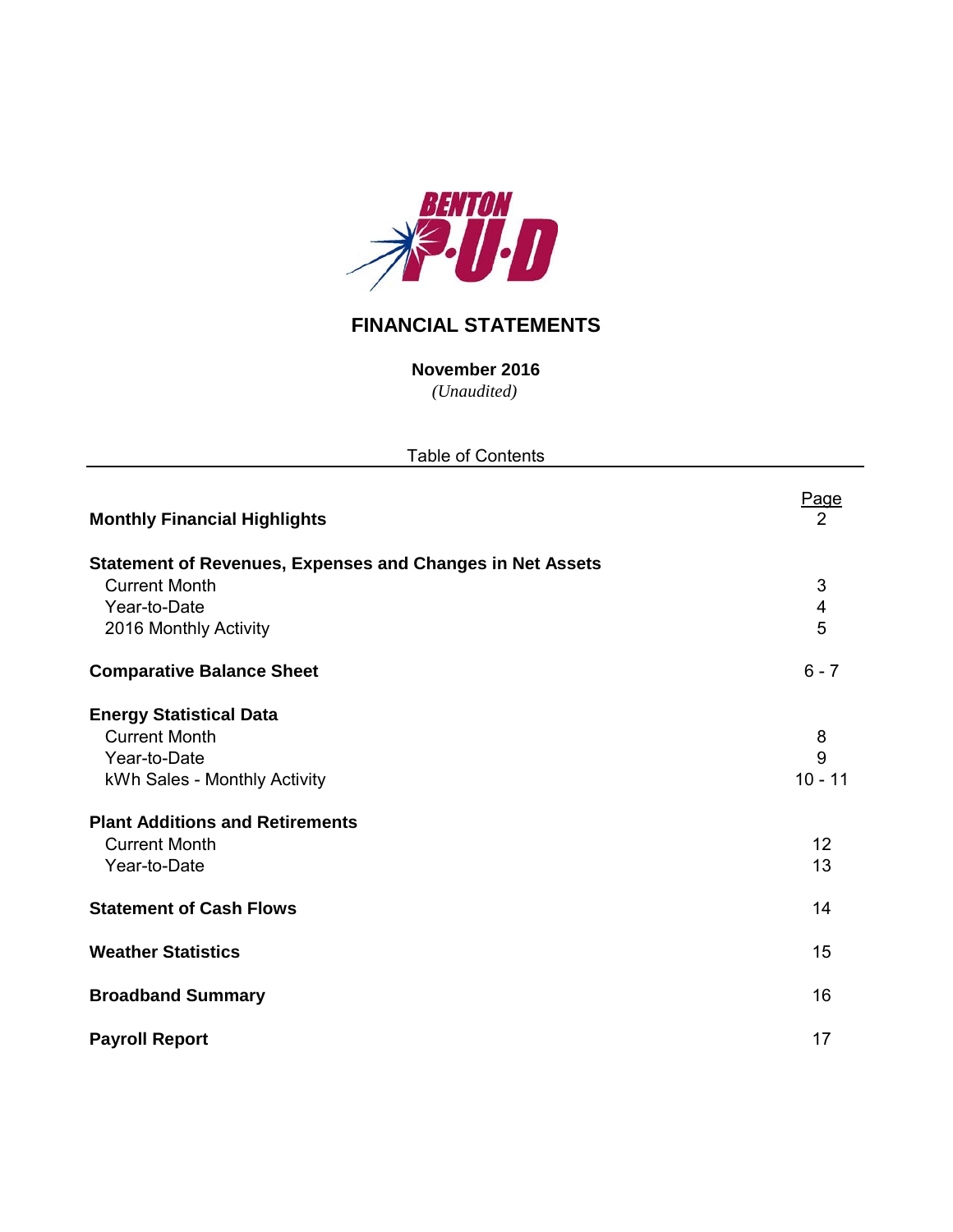BENTON P·U·D

# FINANCIAL STATEMENTS

**November 2016**

*(Unaudited)*

Table of Contents

| | Page |
|---|---|
| **Monthly Financial Highlights** | 2 |
| **Statement of Revenues, Expenses and Changes in Net Assets** | |
| Current Month | 3 |
| Year-to-Date | 4 |
| 2016 Monthly Activity | 5 |
| **Comparative Balance Sheet** | 6 - 7 |
| **Energy Statistical Data** | |
| Current Month | 8 |
| Year-to-Date | 9 |
| kWh Sales - Monthly Activity | 10 - 11 |
| **Plant Additions and Retirements** | |
| Current Month | 12 |
| Year-to-Date | 13 |
| **Statement of Cash Flows** | 14 |
| **Weather Statistics** | 15 |
| **Broadband Summary** | 16 |
| **Payroll Report** | 17 |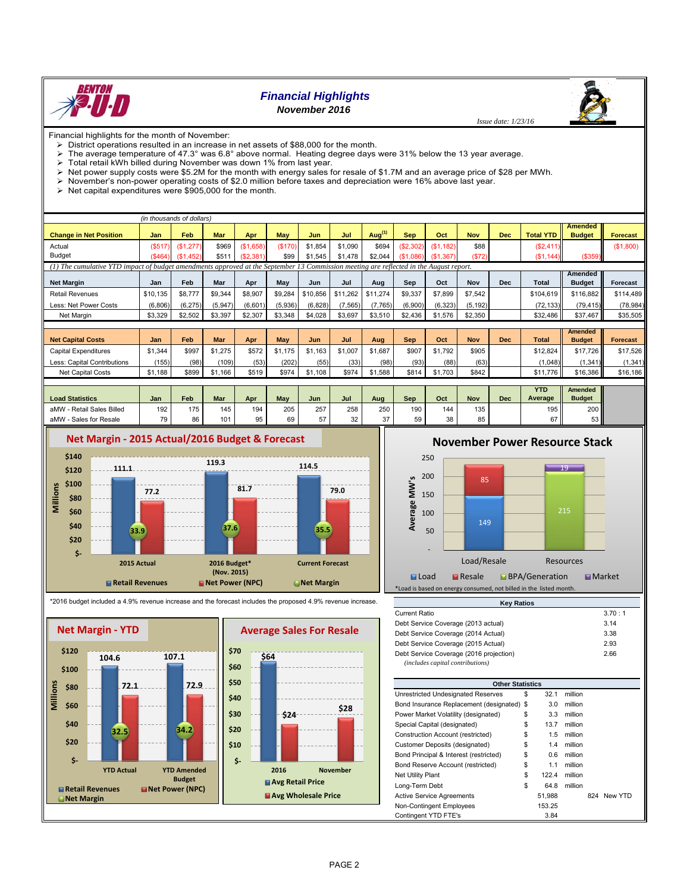# Financial Highlights
## November 2016

*Issue date: 1/23/16*

Financial highlights for the month of November:

- District operations resulted in an increase in net assets of $88,000 for the month.
- The average temperature of 47.3° was 6.8° above normal. Heating degree days were 31% below the 13 year average.
- Total retail kWh billed during November was down 1% from last year.
- Net power supply costs were $5.2M for the month with energy sales for resale of $1.7M and an average price of $28 per MWh.
- November's non-power operating costs of $2.0 million before taxes and depreciation were 16% above last year.
- Net capital expenditures were $905,000 for the month.

*(in thousands of dollars)*

| Change in Net Position | Jan | Feb | Mar | Apr | May | Jun | Jul | Aug[1] | Sep | Oct | Nov | Dec | Total YTD | Amended Budget | Forecast |
|---|---|---|---|---|---|---|---|---|---|---|---|---|---|---|---|
| Actual | ($517) | ($1,277) | $969 | ($1,658) | ($170) | $1,854 | $1,090 | $694 | ($2,302) | ($1,182) | $88 | | ($2,411) | | ($1,800) |
| Budget | ($464) | ($1,452) | $511 | ($2,381) | $99 | $1,545 | $1,478 | $2,044 | ($1,086) | ($1,367) | ($72) | | ($1,144) | ($359) | |

*(1) The cumulative YTD impact of budget amendments approved at the September 13 Commission meeting are reflected in the August report.*

| Net Margin | Jan | Feb | Mar | Apr | May | Jun | Jul | Aug | Sep | Oct | Nov | Dec | Total | Amended Budget | Forecast |
|---|---|---|---|---|---|---|---|---|---|---|---|---|---|---|---|
| Retail Revenues | $10,135 | $8,777 | $9,344 | $8,907 | $9,284 | $10,856 | $11,262 | $11,274 | $9,337 | $7,899 | $7,542 | | $104,619 | $116,882 | $114,489 |
| Less: Net Power Costs | (6,806) | (6,275) | (5,947) | (6,601) | (5,936) | (6,828) | (7,565) | (7,765) | (6,900) | (6,323) | (5,192) | | (72,133) | (79,415) | (78,984) |
| Net Margin | $3,329 | $2,502 | $3,397 | $2,307 | $3,348 | $4,028 | $3,697 | $3,510 | $2,436 | $1,576 | $2,350 | | $32,486 | $37,467 | $35,505 |

| Net Capital Costs | Jan | Feb | Mar | Apr | May | Jun | Jul | Aug | Sep | Oct | Nov | Dec | Total | Amended Budget | Forecast |
|---|---|---|---|---|---|---|---|---|---|---|---|---|---|---|---|
| Capital Expenditures | $1,344 | $997 | $1,275 | $572 | $1,175 | $1,163 | $1,007 | $1,687 | $907 | $1,792 | $905 | | $12,824 | $17,726 | $17,526 |
| Less: Capital Contributions | (155) | (98) | (109) | (53) | (202) | (55) | (33) | (98) | (93) | (88) | (63) | | (1,048) | (1,341) | (1,341) |
| Net Capital Costs | $1,188 | $899 | $1,166 | $519 | $974 | $1,108 | $974 | $1,588 | $814 | $1,703 | $842 | | $11,776 | $16,386 | $16,186 |

| Load Statistics | Jan | Feb | Mar | Apr | May | Jun | Jul | Aug | Sep | Oct | Nov | Dec | YTD Average | Amended Budget |
|---|---|---|---|---|---|---|---|---|---|---|---|---|---|---|
| aMW - Retail Sales Billed | 192 | 175 | 145 | 194 | 205 | 257 | 258 | 250 | 190 | 144 | 135 | | 195 | 200 |
| aMW - Sales for Resale | 79 | 86 | 101 | 95 | 69 | 57 | 32 | 37 | 59 | 38 | 85 | | 67 | 53 |

### Net Margin - 2015 Actual/2016 Budget & Forecast

| (Millions) | Retail Revenues | Net Power (NPC) | Net Margin |
|---|---|---|---|
| 2015 Actual | 111.1 | 77.2 | 33.9 |
| 2016 Budget* (Nov. 2015) | 119.3 | 81.7 | 37.6 |
| Current Forecast | 114.5 | 79.0 | 35.5 |

*2016 budget included a 4.9% revenue increase and the forecast includes the proposed 4.9% revenue increase.

### November Power Resource Stack

| Average MW's | Load | Resale | BPA/Generation | Market |
|---|---|---|---|---|
| Load/Resale | 149 | 85 | | |
| Resources | | | 215 | 19 |

*Load is based on energy consumed, not billed in the listed month.

### Net Margin - YTD

| (Millions) | Retail Revenues | Net Power (NPC) | Net Margin |
|---|---|---|---|
| YTD Actual | 104.6 | 72.1 | 32.5 |
| YTD Amended Budget | 107.1 | 72.9 | 34.2 |

### Average Sales For Resale

| | Avg Retail Price | Avg Wholesale Price |
|---|---|---|
| 2016 | $64 | $24 |
| November | | $28 |

| Key Ratios | |
|---|---|
| Current Ratio | 3.70 : 1 |
| Debt Service Coverage (2013 actual) | 3.14 |
| Debt Service Coverage (2014 Actual) | 3.38 |
| Debt Service Coverage (2015 Actual) | 2.93 |
| Debt Service Coverage (2016 projection) *(includes capital contributions)* | 2.66 |

| Other Statistics | | | | |
|---|---|---|---|---|
| Unrestricted Undesignated Reserves | $ | 32.1 | million | |
| Bond Insurance Replacement (designated) | $ | 3.0 | million | |
| Power Market Volatility (designated) | $ | 3.3 | million | |
| Special Capital (designated) | $ | 13.7 | million | |
| Construction Account (restricted) | $ | 1.5 | million | |
| Customer Deposits (designated) | $ | 1.4 | million | |
| Bond Principal & Interest (restricted) | $ | 0.6 | million | |
| Bond Reserve Account (restricted) | $ | 1.1 | million | |
| Net Utility Plant | $ | 122.4 | million | |
| Long-Term Debt | $ | 64.8 | million | |
| Active Service Agreements | | 51,988 | | 824 New YTD |
| Non-Contingent Employees | | 153.25 | | |
| Contingent YTD FTE's | | 3.84 | | |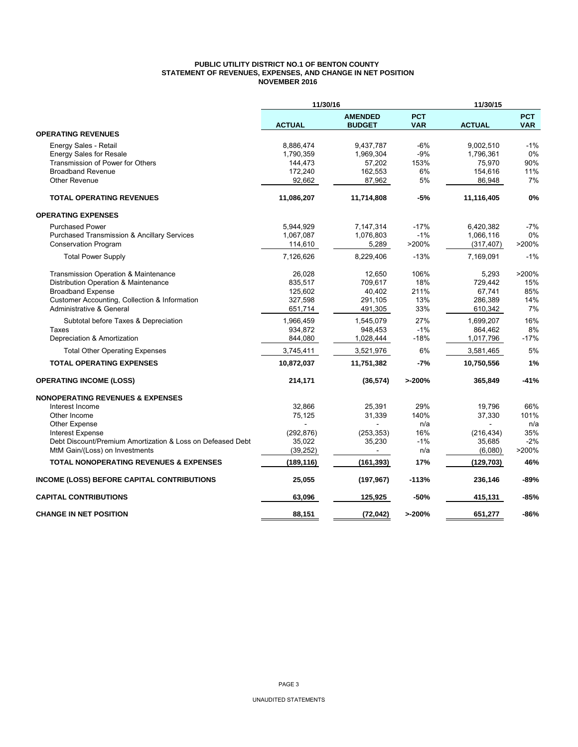**PUBLIC UTILITY DISTRICT NO.1 OF BENTON COUNTY**
**STATEMENT OF REVENUES, EXPENSES, AND CHANGE IN NET POSITION**
**NOVEMBER 2016**

| | 11/30/16 | | | 11/30/15 | |
|---|---|---|---|---|---|
| | **ACTUAL** | **AMENDED BUDGET** | **PCT VAR** | **ACTUAL** | **PCT VAR** |
| **OPERATING REVENUES** | | | | | |
| Energy Sales - Retail | 8,886,474 | 9,437,787 | -6% | 9,002,510 | -1% |
| Energy Sales for Resale | 1,790,359 | 1,969,304 | -9% | 1,796,361 | 0% |
| Transmission of Power for Others | 144,473 | 57,202 | 153% | 75,970 | 90% |
| Broadband Revenue | 172,240 | 162,553 | 6% | 154,616 | 11% |
| Other Revenue | 92,662 | 87,962 | 5% | 86,948 | 7% |
| **TOTAL OPERATING REVENUES** | **11,086,207** | **11,714,808** | **-5%** | **11,116,405** | **0%** |
| **OPERATING EXPENSES** | | | | | |
| Purchased Power | 5,944,929 | 7,147,314 | -17% | 6,420,382 | -7% |
| Purchased Transmission & Ancillary Services | 1,067,087 | 1,076,803 | -1% | 1,066,116 | 0% |
| Conservation Program | 114,610 | 5,289 | >200% | (317,407) | >200% |
| Total Power Supply | 7,126,626 | 8,229,406 | -13% | 7,169,091 | -1% |
| Transmission Operation & Maintenance | 26,028 | 12,650 | 106% | 5,293 | >200% |
| Distribution Operation & Maintenance | 835,517 | 709,617 | 18% | 729,442 | 15% |
| Broadband Expense | 125,602 | 40,402 | 211% | 67,741 | 85% |
| Customer Accounting, Collection & Information | 327,598 | 291,105 | 13% | 286,389 | 14% |
| Administrative & General | 651,714 | 491,305 | 33% | 610,342 | 7% |
| Subtotal before Taxes & Depreciation | 1,966,459 | 1,545,079 | 27% | 1,699,207 | 16% |
| Taxes | 934,872 | 948,453 | -1% | 864,462 | 8% |
| Depreciation & Amortization | 844,080 | 1,028,444 | -18% | 1,017,796 | -17% |
| Total Other Operating Expenses | 3,745,411 | 3,521,976 | 6% | 3,581,465 | 5% |
| **TOTAL OPERATING EXPENSES** | **10,872,037** | **11,751,382** | **-7%** | **10,750,556** | **1%** |
| **OPERATING INCOME (LOSS)** | **214,171** | **(36,574)** | **>-200%** | **365,849** | **-41%** |
| **NONOPERATING REVENUES & EXPENSES** | | | | | |
| Interest Income | 32,866 | 25,391 | 29% | 19,796 | 66% |
| Other Income | 75,125 | 31,339 | 140% | 37,330 | 101% |
| Other Expense | - | - | n/a | - | n/a |
| Interest Expense | (292,876) | (253,353) | 16% | (216,434) | 35% |
| Debt Discount/Premium Amortization & Loss on Defeased Debt | 35,022 | 35,230 | -1% | 35,685 | -2% |
| MtM Gain/(Loss) on Investments | (39,252) | - | n/a | (6,080) | >200% |
| **TOTAL NONOPERATING REVENUES & EXPENSES** | **(189,116)** | **(161,393)** | **17%** | **(129,703)** | **46%** |
| **INCOME (LOSS) BEFORE CAPITAL CONTRIBUTIONS** | **25,055** | **(197,967)** | **-113%** | **236,146** | **-89%** |
| **CAPITAL CONTRIBUTIONS** | **63,096** | **125,925** | **-50%** | **415,131** | **-85%** |
| **CHANGE IN NET POSITION** | **88,151** | **(72,042)** | **>-200%** | **651,277** | **-86%** |

UNAUDITED STATEMENTS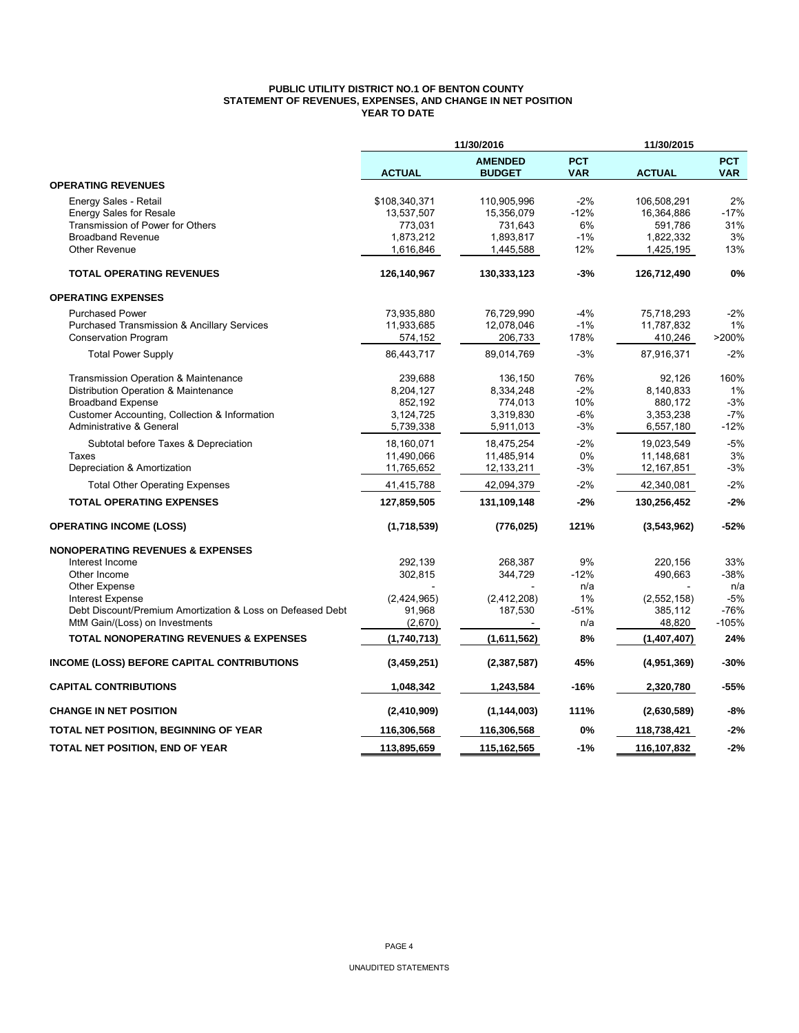**PUBLIC UTILITY DISTRICT NO.1 OF BENTON COUNTY**
**STATEMENT OF REVENUES, EXPENSES, AND CHANGE IN NET POSITION**
**YEAR TO DATE**

| | 11/30/2016 | | | 11/30/2015 | |
|---|---|---|---|---|---|
| | **ACTUAL** | **AMENDED BUDGET** | **PCT VAR** | **ACTUAL** | **PCT VAR** |
| **OPERATING REVENUES** | | | | | |
| Energy Sales - Retail | $108,340,371 | 110,905,996 | -2% | 106,508,291 | 2% |
| Energy Sales for Resale | 13,537,507 | 15,356,079 | -12% | 16,364,886 | -17% |
| Transmission of Power for Others | 773,031 | 731,643 | 6% | 591,786 | 31% |
| Broadband Revenue | 1,873,212 | 1,893,817 | -1% | 1,822,332 | 3% |
| Other Revenue | 1,616,846 | 1,445,588 | 12% | 1,425,195 | 13% |
| **TOTAL OPERATING REVENUES** | **126,140,967** | **130,333,123** | **-3%** | **126,712,490** | **0%** |
| **OPERATING EXPENSES** | | | | | |
| Purchased Power | 73,935,880 | 76,729,990 | -4% | 75,718,293 | -2% |
| Purchased Transmission & Ancillary Services | 11,933,685 | 12,078,046 | -1% | 11,787,832 | 1% |
| Conservation Program | 574,152 | 206,733 | 178% | 410,246 | >200% |
| Total Power Supply | 86,443,717 | 89,014,769 | -3% | 87,916,371 | -2% |
| Transmission Operation & Maintenance | 239,688 | 136,150 | 76% | 92,126 | 160% |
| Distribution Operation & Maintenance | 8,204,127 | 8,334,248 | -2% | 8,140,833 | 1% |
| Broadband Expense | 852,192 | 774,013 | 10% | 880,172 | -3% |
| Customer Accounting, Collection & Information | 3,124,725 | 3,319,830 | -6% | 3,353,238 | -7% |
| Administrative & General | 5,739,338 | 5,911,013 | -3% | 6,557,180 | -12% |
| Subtotal before Taxes & Depreciation | 18,160,071 | 18,475,254 | -2% | 19,023,549 | -5% |
| Taxes | 11,490,066 | 11,485,914 | 0% | 11,148,681 | 3% |
| Depreciation & Amortization | 11,765,652 | 12,133,211 | -3% | 12,167,851 | -3% |
| Total Other Operating Expenses | 41,415,788 | 42,094,379 | -2% | 42,340,081 | -2% |
| **TOTAL OPERATING EXPENSES** | **127,859,505** | **131,109,148** | **-2%** | **130,256,452** | **-2%** |
| **OPERATING INCOME (LOSS)** | **(1,718,539)** | **(776,025)** | **121%** | **(3,543,962)** | **-52%** |
| **NONOPERATING REVENUES & EXPENSES** | | | | | |
| Interest Income | 292,139 | 268,387 | 9% | 220,156 | 33% |
| Other Income | 302,815 | 344,729 | -12% | 490,663 | -38% |
| Other Expense | - | - | n/a | - | n/a |
| Interest Expense | (2,424,965) | (2,412,208) | 1% | (2,552,158) | -5% |
| Debt Discount/Premium Amortization & Loss on Defeased Debt | 91,968 | 187,530 | -51% | 385,112 | -76% |
| MtM Gain/(Loss) on Investments | (2,670) | - | n/a | 48,820 | -105% |
| **TOTAL NONOPERATING REVENUES & EXPENSES** | **(1,740,713)** | **(1,611,562)** | **8%** | **(1,407,407)** | **24%** |
| **INCOME (LOSS) BEFORE CAPITAL CONTRIBUTIONS** | **(3,459,251)** | **(2,387,587)** | **45%** | **(4,951,369)** | **-30%** |
| **CAPITAL CONTRIBUTIONS** | **1,048,342** | **1,243,584** | **-16%** | **2,320,780** | **-55%** |
| **CHANGE IN NET POSITION** | **(2,410,909)** | **(1,144,003)** | **111%** | **(2,630,589)** | **-8%** |
| **TOTAL NET POSITION, BEGINNING OF YEAR** | **116,306,568** | **116,306,568** | **0%** | **118,738,421** | **-2%** |
| **TOTAL NET POSITION, END OF YEAR** | **113,895,659** | **115,162,565** | **-1%** | **116,107,832** | **-2%** |

UNAUDITED STATEMENTS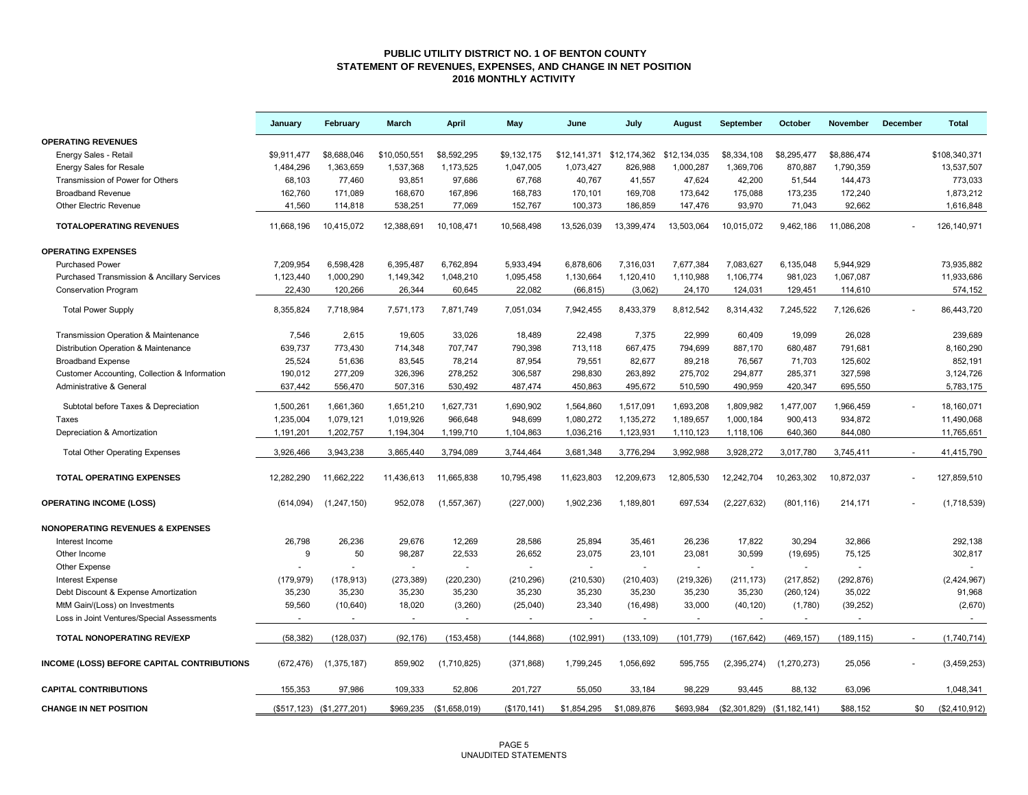# PUBLIC UTILITY DISTRICT NO. 1 OF BENTON COUNTY
## STATEMENT OF REVENUES, EXPENSES, AND CHANGE IN NET POSITION
### 2016 MONTHLY ACTIVITY

| | January | February | March | April | May | June | July | August | September | October | November | December | Total |
|---|---|---|---|---|---|---|---|---|---|---|---|---|---|
| **OPERATING REVENUES** | | | | | | | | | | | | | |
| Energy Sales - Retail | $9,911,477 | $8,688,046 | $10,050,551 | $8,592,295 | $9,132,175 | $12,141,371 | $12,174,362 | $12,134,035 | $8,334,108 | $8,295,477 | $8,886,474 | | $108,340,371 |
| Energy Sales for Resale | 1,484,296 | 1,363,659 | 1,537,368 | 1,173,525 | 1,047,005 | 1,073,427 | 826,988 | 1,000,287 | 1,369,706 | 870,887 | 1,790,359 | | 13,537,507 |
| Transmission of Power for Others | 68,103 | 77,460 | 93,851 | 97,686 | 67,768 | 40,767 | 41,557 | 47,624 | 42,200 | 51,544 | 144,473 | | 773,033 |
| Broadband Revenue | 162,760 | 171,089 | 168,670 | 167,896 | 168,783 | 170,101 | 169,708 | 173,642 | 175,088 | 173,235 | 172,240 | | 1,873,212 |
| Other Electric Revenue | 41,560 | 114,818 | 538,251 | 77,069 | 152,767 | 100,373 | 186,859 | 147,476 | 93,970 | 71,043 | 92,662 | | 1,616,848 |
| **TOTALOPERATING REVENUES** | 11,668,196 | 10,415,072 | 12,388,691 | 10,108,471 | 10,568,498 | 13,526,039 | 13,399,474 | 13,503,064 | 10,015,072 | 9,462,186 | 11,086,208 | - | 126,140,971 |
| **OPERATING EXPENSES** | | | | | | | | | | | | | |
| Purchased Power | 7,209,954 | 6,598,428 | 6,395,487 | 6,762,894 | 5,933,494 | 6,878,606 | 7,316,031 | 7,677,384 | 7,083,627 | 6,135,048 | 5,944,929 | | 73,935,882 |
| Purchased Transmission & Ancillary Services | 1,123,440 | 1,000,290 | 1,149,342 | 1,048,210 | 1,095,458 | 1,130,664 | 1,120,410 | 1,110,988 | 1,106,774 | 981,023 | 1,067,087 | | 11,933,686 |
| Conservation Program | 22,430 | 120,266 | 26,344 | 60,645 | 22,082 | (66,815) | (3,062) | 24,170 | 124,031 | 129,451 | 114,610 | | 574,152 |
| Total Power Supply | 8,355,824 | 7,718,984 | 7,571,173 | 7,871,749 | 7,051,034 | 7,942,455 | 8,433,379 | 8,812,542 | 8,314,432 | 7,245,522 | 7,126,626 | - | 86,443,720 |
| Transmission Operation & Maintenance | 7,546 | 2,615 | 19,605 | 33,026 | 18,489 | 22,498 | 7,375 | 22,999 | 60,409 | 19,099 | 26,028 | | 239,689 |
| Distribution Operation & Maintenance | 639,737 | 773,430 | 714,348 | 707,747 | 790,398 | 713,118 | 667,475 | 794,699 | 887,170 | 680,487 | 791,681 | | 8,160,290 |
| Broadband Expense | 25,524 | 51,636 | 83,545 | 78,214 | 87,954 | 79,551 | 82,677 | 89,218 | 76,567 | 71,703 | 125,602 | | 852,191 |
| Customer Accounting, Collection & Information | 190,012 | 277,209 | 326,396 | 278,252 | 306,587 | 298,830 | 263,892 | 275,702 | 294,877 | 285,371 | 327,598 | | 3,124,726 |
| Administrative & General | 637,442 | 556,470 | 507,316 | 530,492 | 487,474 | 450,863 | 495,672 | 510,590 | 490,959 | 420,347 | 695,550 | | 5,783,175 |
| Subtotal before Taxes & Depreciation | 1,500,261 | 1,661,360 | 1,651,210 | 1,627,731 | 1,690,902 | 1,564,860 | 1,517,091 | 1,693,208 | 1,809,982 | 1,477,007 | 1,966,459 | - | 18,160,071 |
| Taxes | 1,235,004 | 1,079,121 | 1,019,926 | 966,648 | 948,699 | 1,080,272 | 1,135,272 | 1,189,657 | 1,000,184 | 900,413 | 934,872 | | 11,490,068 |
| Depreciation & Amortization | 1,191,201 | 1,202,757 | 1,194,304 | 1,199,710 | 1,104,863 | 1,036,216 | 1,123,931 | 1,110,123 | 1,118,106 | 640,360 | 844,080 | | 11,765,651 |
| Total Other Operating Expenses | 3,926,466 | 3,943,238 | 3,865,440 | 3,794,089 | 3,744,464 | 3,681,348 | 3,776,294 | 3,992,988 | 3,928,272 | 3,017,780 | 3,745,411 | - | 41,415,790 |
| **TOTAL OPERATING EXPENSES** | 12,282,290 | 11,662,222 | 11,436,613 | 11,665,838 | 10,795,498 | 11,623,803 | 12,209,673 | 12,805,530 | 12,242,704 | 10,263,302 | 10,872,037 | - | 127,859,510 |
| **OPERATING INCOME (LOSS)** | (614,094) | (1,247,150) | 952,078 | (1,557,367) | (227,000) | 1,902,236 | 1,189,801 | 697,534 | (2,227,632) | (801,116) | 214,171 | - | (1,718,539) |
| **NONOPERATING REVENUES & EXPENSES** | | | | | | | | | | | | | |
| Interest Income | 26,798 | 26,236 | 29,676 | 12,269 | 28,586 | 25,894 | 35,461 | 26,236 | 17,822 | 30,294 | 32,866 | | 292,138 |
| Other Income | 9 | 50 | 98,287 | 22,533 | 26,652 | 23,075 | 23,101 | 23,081 | 30,599 | (19,695) | 75,125 | | 302,817 |
| Other Expense | - | - | - | - | - | - | - | - | - | - | - | | - |
| Interest Expense | (179,979) | (178,913) | (273,389) | (220,230) | (210,296) | (210,530) | (210,403) | (219,326) | (211,173) | (217,852) | (292,876) | | (2,424,967) |
| Debt Discount & Expense Amortization | 35,230 | 35,230 | 35,230 | 35,230 | 35,230 | 35,230 | 35,230 | 35,230 | 35,230 | (260,124) | 35,022 | | 91,968 |
| MtM Gain/(Loss) on Investments | 59,560 | (10,640) | 18,020 | (3,260) | (25,040) | 23,340 | (16,498) | 33,000 | (40,120) | (1,780) | (39,252) | | (2,670) |
| Loss in Joint Ventures/Special Assessments | - | - | - | - | - | - | - | - | - | - | - | | - |
| **TOTAL NONOPERATING REV/EXP** | (58,382) | (128,037) | (92,176) | (153,458) | (144,868) | (102,991) | (133,109) | (101,779) | (167,642) | (469,157) | (189,115) | - | (1,740,714) |
| **INCOME (LOSS) BEFORE CAPITAL CONTRIBUTIONS** | (672,476) | (1,375,187) | 859,902 | (1,710,825) | (371,868) | 1,799,245 | 1,056,692 | 595,755 | (2,395,274) | (1,270,273) | 25,056 | - | (3,459,253) |
| **CAPITAL CONTRIBUTIONS** | 155,353 | 97,986 | 109,333 | 52,806 | 201,727 | 55,050 | 33,184 | 98,229 | 93,445 | 88,132 | 63,096 | | 1,048,341 |
| **CHANGE IN NET POSITION** | ($517,123) | ($1,277,201) | $969,235 | ($1,658,019) | ($170,141) | $1,854,295 | $1,089,876 | $693,984 | ($2,301,829) | ($1,182,141) | $88,152 | $0 | ($2,410,912) |

UNAUDITED STATEMENTS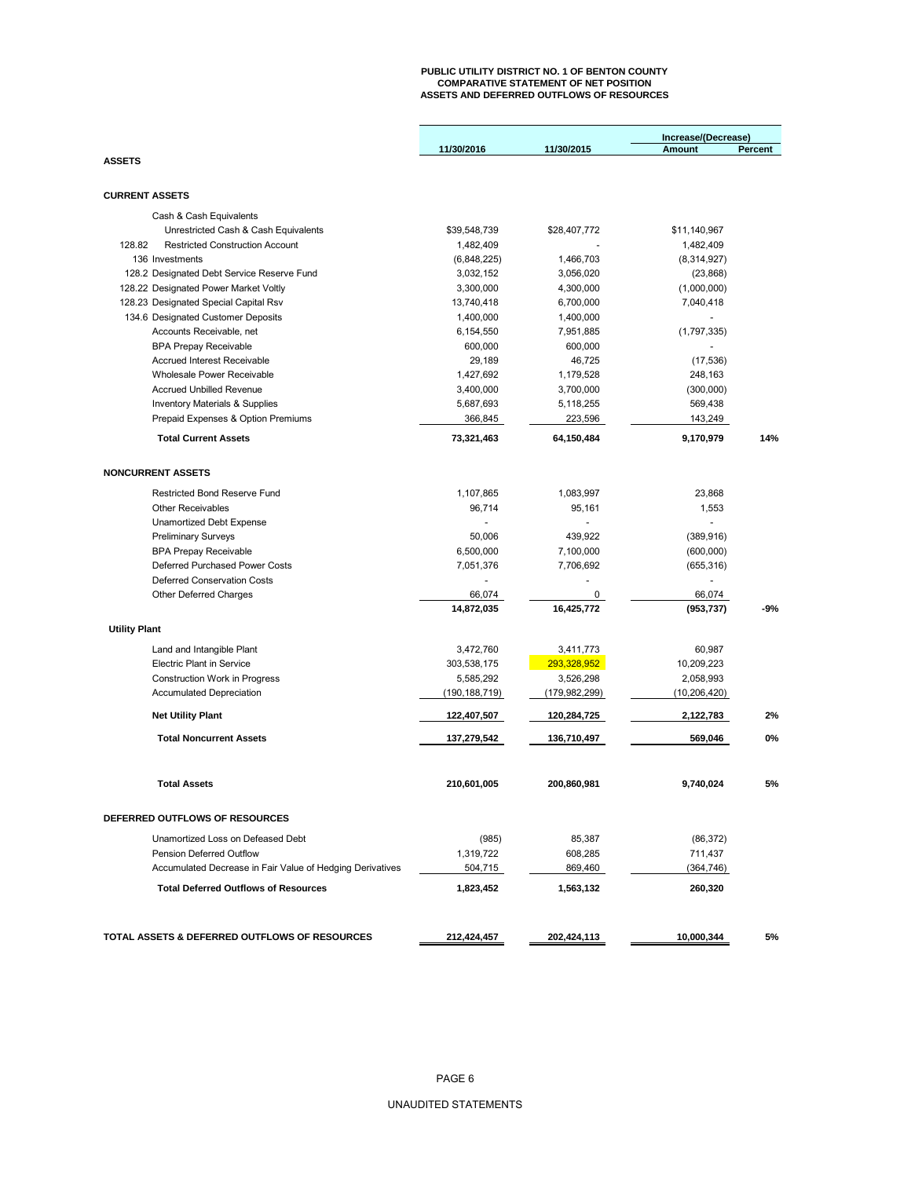# PUBLIC UTILITY DISTRICT NO. 1 OF BENTON COUNTY
## COMPARATIVE STATEMENT OF NET POSITION
## ASSETS AND DEFERRED OUTFLOWS OF RESOURCES

| | 11/30/2016 | 11/30/2015 | Increase/(Decrease) Amount | Percent |
|---|---|---|---|---|
| **ASSETS** | | | | |
| **CURRENT ASSETS** | | | | |
| Cash & Cash Equivalents | | | | |
| Unrestricted Cash & Cash Equivalents | $39,548,739 | $28,407,772 | $11,140,967 | |
| 128.82 Restricted Construction Account | 1,482,409 | - | 1,482,409 | |
| 136 Investments | (6,848,225) | 1,466,703 | (8,314,927) | |
| 128.2 Designated Debt Service Reserve Fund | 3,032,152 | 3,056,020 | (23,868) | |
| 128.22 Designated Power Market Voltly | 3,300,000 | 4,300,000 | (1,000,000) | |
| 128.23 Designated Special Capital Rsv | 13,740,418 | 6,700,000 | 7,040,418 | |
| 134.6 Designated Customer Deposits | 1,400,000 | 1,400,000 | - | |
| Accounts Receivable, net | 6,154,550 | 7,951,885 | (1,797,335) | |
| BPA Prepay Receivable | 600,000 | 600,000 | - | |
| Accrued Interest Receivable | 29,189 | 46,725 | (17,536) | |
| Wholesale Power Receivable | 1,427,692 | 1,179,528 | 248,163 | |
| Accrued Unbilled Revenue | 3,400,000 | 3,700,000 | (300,000) | |
| Inventory Materials & Supplies | 5,687,693 | 5,118,255 | 569,438 | |
| Prepaid Expenses & Option Premiums | 366,845 | 223,596 | 143,249 | |
| **Total Current Assets** | **73,321,463** | **64,150,484** | **9,170,979** | **14%** |
| **NONCURRENT ASSETS** | | | | |
| Restricted Bond Reserve Fund | 1,107,865 | 1,083,997 | 23,868 | |
| Other Receivables | 96,714 | 95,161 | 1,553 | |
| Unamortized Debt Expense | - | - | - | |
| Preliminary Surveys | 50,006 | 439,922 | (389,916) | |
| BPA Prepay Receivable | 6,500,000 | 7,100,000 | (600,000) | |
| Deferred Purchased Power Costs | 7,051,376 | 7,706,692 | (655,316) | |
| Deferred Conservation Costs | - | - | - | |
| Other Deferred Charges | 66,074 | 0 | 66,074 | |
| | **14,872,035** | **16,425,772** | **(953,737)** | **-9%** |
| **Utility Plant** | | | | |
| Land and Intangible Plant | 3,472,760 | 3,411,773 | 60,987 | |
| Electric Plant in Service | 303,538,175 | 293,328,952 | 10,209,223 | |
| Construction Work in Progress | 5,585,292 | 3,526,298 | 2,058,993 | |
| Accumulated Depreciation | (190,188,719) | (179,982,299) | (10,206,420) | |
| **Net Utility Plant** | **122,407,507** | **120,284,725** | **2,122,783** | **2%** |
| **Total Noncurrent Assets** | **137,279,542** | **136,710,497** | **569,046** | **0%** |
| **Total Assets** | **210,601,005** | **200,860,981** | **9,740,024** | **5%** |
| **DEFERRED OUTFLOWS OF RESOURCES** | | | | |
| Unamortized Loss on Defeased Debt | (985) | 85,387 | (86,372) | |
| Pension Deferred Outflow | 1,319,722 | 608,285 | 711,437 | |
| Accumulated Decrease in Fair Value of Hedging Derivatives | 504,715 | 869,460 | (364,746) | |
| **Total Deferred Outflows of Resources** | **1,823,452** | **1,563,132** | **260,320** | |
| **TOTAL ASSETS & DEFERRED OUTFLOWS OF RESOURCES** | **212,424,457** | **202,424,113** | **10,000,344** | **5%** |

UNAUDITED STATEMENTS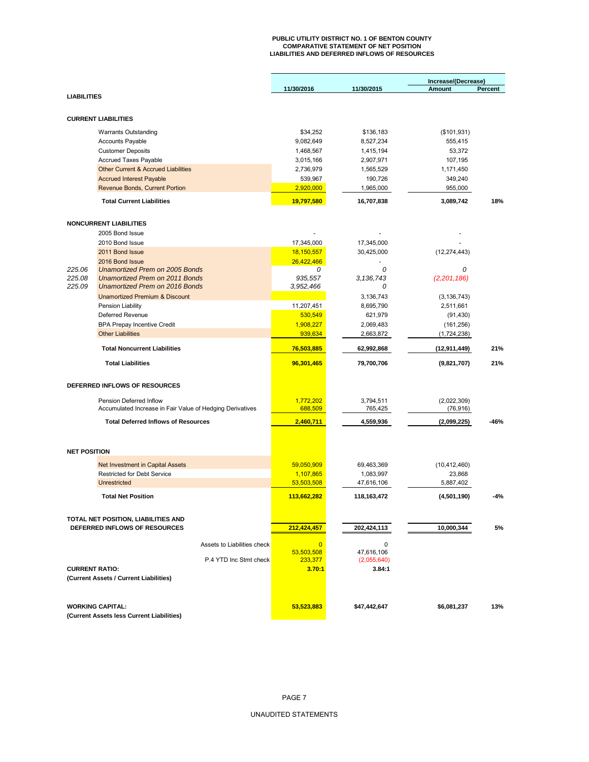**PUBLIC UTILITY DISTRICT NO. 1 OF BENTON COUNTY**
**COMPARATIVE STATEMENT OF NET POSITION**
**LIABILITIES AND DEFERRED INFLOWS OF RESOURCES**

| | | 11/30/2016 | 11/30/2015 | Increase/(Decrease) Amount | Percent |
|---|---|---|---|---|---|
| **LIABILITIES** | | | | | |
| **CURRENT LIABILITIES** | | | | | |
| | Warrants Outstanding | $34,252 | $136,183 | ($101,931) | |
| | Accounts Payable | 9,082,649 | 8,527,234 | 555,415 | |
| | Customer Deposits | 1,468,567 | 1,415,194 | 53,372 | |
| | Accrued Taxes Payable | 3,015,166 | 2,907,971 | 107,195 | |
| | Other Current & Accrued Liabilities | 2,736,979 | 1,565,529 | 1,171,450 | |
| | Accrued Interest Payable | 539,967 | 190,726 | 349,240 | |
| | Revenue Bonds, Current Portion | 2,920,000 | 1,965,000 | 955,000 | |
| | **Total Current Liabilities** | **19,797,580** | **16,707,838** | **3,089,742** | **18%** |
| **NONCURRENT LIABILITIES** | | | | | |
| | 2005 Bond Issue | - | - | - | |
| | 2010 Bond Issue | 17,345,000 | 17,345,000 | - | |
| | 2011 Bond Issue | 18,150,557 | 30,425,000 | (12,274,443) | |
| | 2016 Bond Issue | 26,422,466 | - | | |
| *225.06* | *Unamortized Prem on 2005 Bonds* | *0* | *0* | *0* | |
| *225.08* | *Unamortized Prem on 2011 Bonds* | *935,557* | *3,136,743* | *(2,201,186)* | |
| *225.09* | *Unamortized Prem on 2016 Bonds* | *3,952,466* | *0* | | |
| | Unamortized Premium & Discount | | 3,136,743 | (3,136,743) | |
| | Pension Liability | 11,207,451 | 8,695,790 | 2,511,661 | |
| | Deferred Revenue | 530,549 | 621,979 | (91,430) | |
| | BPA Prepay Incentive Credit | 1,908,227 | 2,069,483 | (161,256) | |
| | Other Liabilities | 939,634 | 2,663,872 | (1,724,238) | |
| | **Total Noncurrent Liabilities** | **76,503,885** | **62,992,868** | **(12,911,449)** | **21%** |
| | **Total Liabilities** | **96,301,465** | **79,700,706** | **(9,821,707)** | **21%** |
| **DEFERRED INFLOWS OF RESOURCES** | | | | | |
| | Pension Deferred Inflow | 1,772,202 | 3,794,511 | (2,022,309) | |
| | Accumulated Increase in Fair Value of Hedging Derivatives | 688,509 | 765,425 | (76,916) | |
| | **Total Deferred Inflows of Resources** | **2,460,711** | **4,559,936** | **(2,099,225)** | **-46%** |
| **NET POSITION** | | | | | |
| | Net Investment in Capital Assets | 59,050,909 | 69,463,369 | (10,412,460) | |
| | Restricted for Debt Service | 1,107,865 | 1,083,997 | 23,868 | |
| | Unrestricted | 53,503,508 | 47,616,106 | 5,887,402 | |
| | **Total Net Position** | **113,662,282** | **118,163,472** | **(4,501,190)** | **-4%** |
| **TOTAL NET POSITION, LIABILITIES AND DEFERRED INFLOWS OF RESOURCES** | | **212,424,457** | **202,424,113** | **10,000,344** | **5%** |
| | Assets to Liabilities check | 0 | 0 | | |
| | | 53,503,508 | 47,616,106 | | |
| | P.4 YTD Inc Stmt check | 233,377 | (2,055,640) | | |
| **CURRENT RATIO:** (Current Assets / Current Liabilities) | | **3.70:1** | **3.84:1** | | |
| **WORKING CAPITAL:** (Current Assets less Current Liabilities) | | **53,523,883** | **$47,442,647** | **$6,081,237** | **13%** |

UNAUDITED STATEMENTS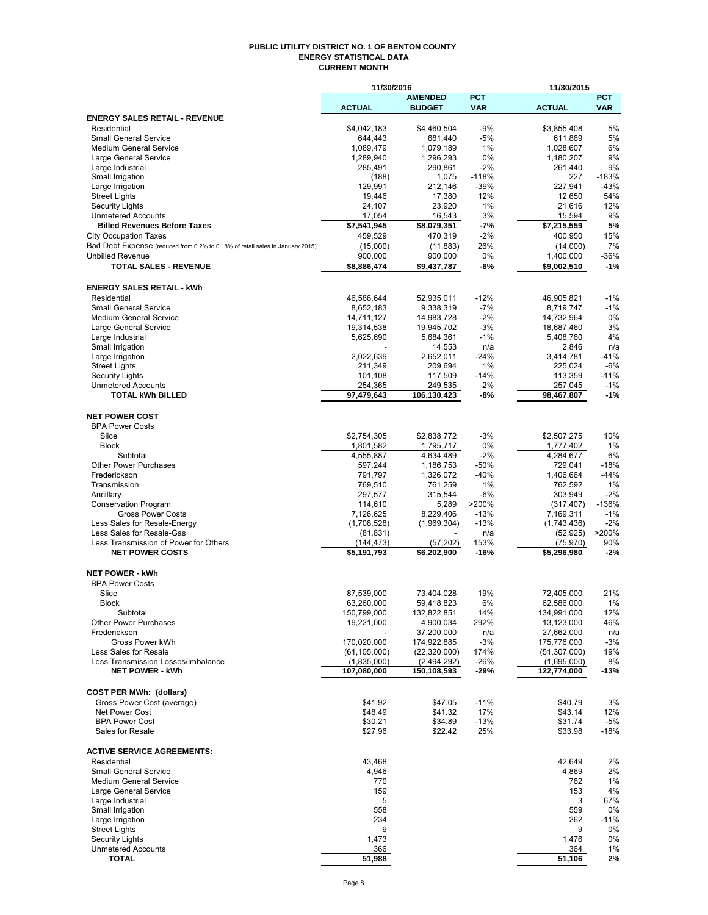# PUBLIC UTILITY DISTRICT NO. 1 OF BENTON COUNTY
## ENERGY STATISTICAL DATA
### CURRENT MONTH

| | 11/30/2016 | | | 11/30/2015 | |
|---|---|---|---|---|---|
| | ACTUAL | AMENDED BUDGET | PCT VAR | ACTUAL | PCT VAR |
| **ENERGY SALES RETAIL - REVENUE** | | | | | |
| Residential | $4,042,183 | $4,460,504 | -9% | $3,855,408 | 5% |
| Small General Service | 644,443 | 681,440 | -5% | 611,869 | 5% |
| Medium General Service | 1,089,479 | 1,079,189 | 1% | 1,028,607 | 6% |
| Large General Service | 1,289,940 | 1,296,293 | 0% | 1,180,207 | 9% |
| Large Industrial | 285,491 | 290,861 | -2% | 261,440 | 9% |
| Small Irrigation | (188) | 1,075 | -118% | 227 | -183% |
| Large Irrigation | 129,991 | 212,146 | -39% | 227,941 | -43% |
| Street Lights | 19,446 | 17,380 | 12% | 12,650 | 54% |
| Security Lights | 24,107 | 23,920 | 1% | 21,616 | 12% |
| Unmetered Accounts | 17,054 | 16,543 | 3% | 15,594 | 9% |
| **Billed Revenues Before Taxes** | **$7,541,945** | **$8,079,351** | **-7%** | **$7,215,559** | **5%** |
| City Occupation Taxes | 459,529 | 470,319 | -2% | 400,950 | 15% |
| Bad Debt Expense (reduced from 0.2% to 0.18% of retail sales in January 2015) | (15,000) | (11,883) | 26% | (14,000) | 7% |
| Unbilled Revenue | 900,000 | 900,000 | 0% | 1,400,000 | -36% |
| **TOTAL SALES - REVENUE** | **$8,886,474** | **$9,437,787** | **-6%** | **$9,002,510** | **-1%** |
| **ENERGY SALES RETAIL - kWh** | | | | | |
| Residential | 46,586,644 | 52,935,011 | -12% | 46,905,821 | -1% |
| Small General Service | 8,652,183 | 9,338,319 | -7% | 8,719,747 | -1% |
| Medium General Service | 14,711,127 | 14,983,728 | -2% | 14,732,964 | 0% |
| Large General Service | 19,314,538 | 19,945,702 | -3% | 18,687,460 | 3% |
| Large Industrial | 5,625,690 | 5,684,361 | -1% | 5,408,760 | 4% |
| Small Irrigation | - | 14,553 | n/a | 2,846 | n/a |
| Large Irrigation | 2,022,639 | 2,652,011 | -24% | 3,414,781 | -41% |
| Street Lights | 211,349 | 209,694 | 1% | 225,024 | -6% |
| Security Lights | 101,108 | 117,509 | -14% | 113,359 | -11% |
| Unmetered Accounts | 254,365 | 249,535 | 2% | 257,045 | -1% |
| **TOTAL kWh BILLED** | **97,479,643** | **106,130,423** | **-8%** | **98,467,807** | **-1%** |
| **NET POWER COST** | | | | | |
| BPA Power Costs | | | | | |
| Slice | $2,754,305 | $2,838,772 | -3% | $2,507,275 | 10% |
| Block | 1,801,582 | 1,795,717 | 0% | 1,777,402 | 1% |
| Subtotal | 4,555,887 | 4,634,489 | -2% | 4,284,677 | 6% |
| Other Power Purchases | 597,244 | 1,186,753 | -50% | 729,041 | -18% |
| Frederickson | 791,797 | 1,326,072 | -40% | 1,406,664 | -44% |
| Transmission | 769,510 | 761,259 | 1% | 762,592 | 1% |
| Ancillary | 297,577 | 315,544 | -6% | 303,949 | -2% |
| Conservation Program | 114,610 | 5,289 | >200% | (317,407) | -136% |
| Gross Power Costs | 7,126,625 | 8,229,406 | -13% | 7,169,311 | -1% |
| Less Sales for Resale-Energy | (1,708,528) | (1,969,304) | -13% | (1,743,436) | -2% |
| Less Sales for Resale-Gas | (81,831) | - | n/a | (52,925) | >200% |
| Less Transmission of Power for Others | (144,473) | (57,202) | 153% | (75,970) | 90% |
| **NET POWER COSTS** | **$5,191,793** | **$6,202,900** | **-16%** | **$5,296,980** | **-2%** |
| **NET POWER - kWh** | | | | | |
| BPA Power Costs | | | | | |
| Slice | 87,539,000 | 73,404,028 | 19% | 72,405,000 | 21% |
| Block | 63,260,000 | 59,418,823 | 6% | 62,586,000 | 1% |
| Subtotal | 150,799,000 | 132,822,851 | 14% | 134,991,000 | 12% |
| Other Power Purchases | 19,221,000 | 4,900,034 | 292% | 13,123,000 | 46% |
| Frederickson | - | 37,200,000 | n/a | 27,662,000 | n/a |
| Gross Power kWh | 170,020,000 | 174,922,885 | -3% | 175,776,000 | -3% |
| Less Sales for Resale | (61,105,000) | (22,320,000) | 174% | (51,307,000) | 19% |
| Less Transmission Losses/Imbalance | (1,835,000) | (2,494,292) | -26% | (1,695,000) | 8% |
| **NET POWER - kWh** | **107,080,000** | **150,108,593** | **-29%** | **122,774,000** | **-13%** |
| **COST PER MWh: (dollars)** | | | | | |
| Gross Power Cost (average) | $41.92 | $47.05 | -11% | $40.79 | 3% |
| Net Power Cost | $48.49 | $41.32 | 17% | $43.14 | 12% |
| BPA Power Cost | $30.21 | $34.89 | -13% | $31.74 | -5% |
| Sales for Resale | $27.96 | $22.42 | 25% | $33.98 | -18% |
| **ACTIVE SERVICE AGREEMENTS:** | | | | | |
| Residential | 43,468 | | | 42,649 | 2% |
| Small General Service | 4,946 | | | 4,869 | 2% |
| Medium General Service | 770 | | | 762 | 1% |
| Large General Service | 159 | | | 153 | 4% |
| Large Industrial | 5 | | | 3 | 67% |
| Small Irrigation | 558 | | | 559 | 0% |
| Large Irrigation | 234 | | | 262 | -11% |
| Street Lights | 9 | | | 9 | 0% |
| Security Lights | 1,473 | | | 1,476 | 0% |
| Unmetered Accounts | 366 | | | 364 | 1% |
| **TOTAL** | **51,988** | | | **51,106** | **2%** |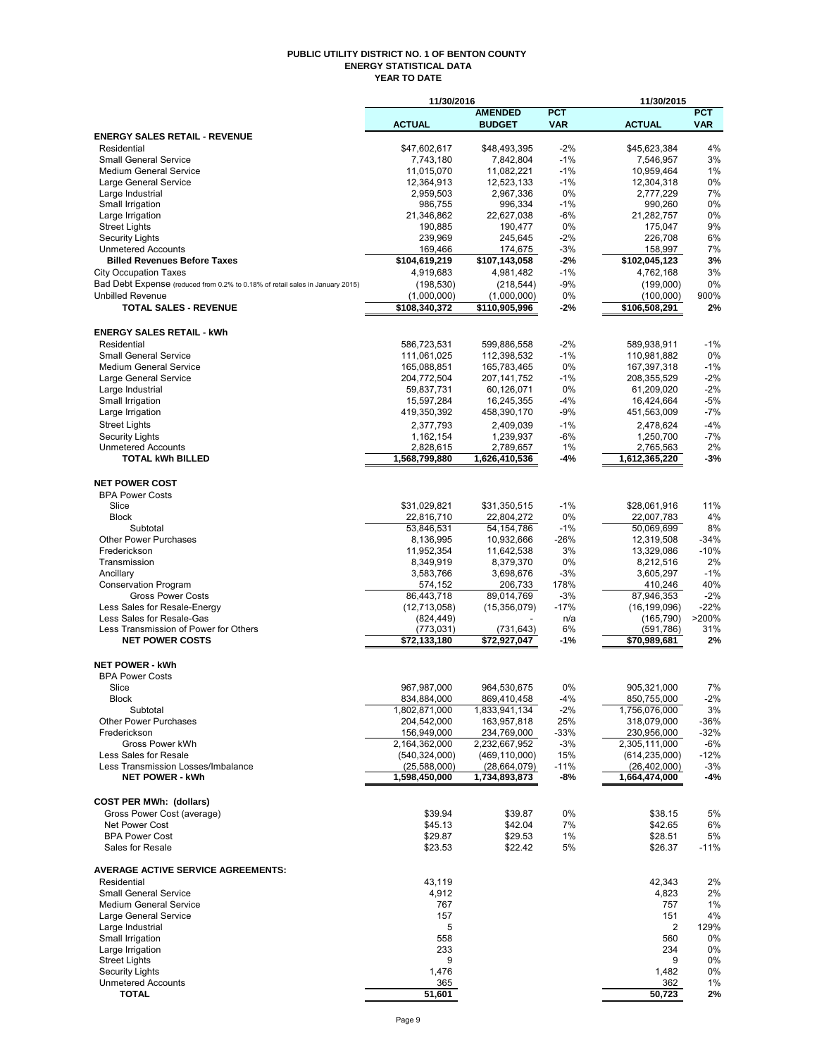# PUBLIC UTILITY DISTRICT NO. 1 OF BENTON COUNTY
## ENERGY STATISTICAL DATA
## YEAR TO DATE

| | 11/30/2016 | | | 11/30/2015 | |
|---|---|---|---|---|---|
| | **ACTUAL** | **AMENDED BUDGET** | **PCT VAR** | **ACTUAL** | **PCT VAR** |
| **ENERGY SALES RETAIL - REVENUE** | | | | | |
| Residential | $47,602,617 | $48,493,395 | -2% | $45,623,384 | 4% |
| Small General Service | 7,743,180 | 7,842,804 | -1% | 7,546,957 | 3% |
| Medium General Service | 11,015,070 | 11,082,221 | -1% | 10,959,464 | 1% |
| Large General Service | 12,364,913 | 12,523,133 | -1% | 12,304,318 | 0% |
| Large Industrial | 2,959,503 | 2,967,336 | 0% | 2,777,229 | 7% |
| Small Irrigation | 986,755 | 996,334 | -1% | 990,260 | 0% |
| Large Irrigation | 21,346,862 | 22,627,038 | -6% | 21,282,757 | 0% |
| Street Lights | 190,885 | 190,477 | 0% | 175,047 | 9% |
| Security Lights | 239,969 | 245,645 | -2% | 226,708 | 6% |
| Unmetered Accounts | 169,466 | 174,675 | -3% | 158,997 | 7% |
| **Billed Revenues Before Taxes** | **$104,619,219** | **$107,143,058** | **-2%** | **$102,045,123** | **3%** |
| City Occupation Taxes | 4,919,683 | 4,981,482 | -1% | 4,762,168 | 3% |
| Bad Debt Expense (reduced from 0.2% to 0.18% of retail sales in January 2015) | (198,530) | (218,544) | -9% | (199,000) | 0% |
| Unbilled Revenue | (1,000,000) | (1,000,000) | 0% | (100,000) | 900% |
| **TOTAL SALES - REVENUE** | **$108,340,372** | **$110,905,996** | **-2%** | **$106,508,291** | **2%** |
| **ENERGY SALES RETAIL - kWh** | | | | | |
| Residential | 586,723,531 | 599,886,558 | -2% | 589,938,911 | -1% |
| Small General Service | 111,061,025 | 112,398,532 | -1% | 110,981,882 | 0% |
| Medium General Service | 165,088,851 | 165,783,465 | 0% | 167,397,318 | -1% |
| Large General Service | 204,772,504 | 207,141,752 | -1% | 208,355,529 | -2% |
| Large Industrial | 59,837,731 | 60,126,071 | 0% | 61,209,020 | -2% |
| Small Irrigation | 15,597,284 | 16,245,355 | -4% | 16,424,664 | -5% |
| Large Irrigation | 419,350,392 | 458,390,170 | -9% | 451,563,009 | -7% |
| Street Lights | 2,377,793 | 2,409,039 | -1% | 2,478,624 | -4% |
| Security Lights | 1,162,154 | 1,239,937 | -6% | 1,250,700 | -7% |
| Unmetered Accounts | 2,828,615 | 2,789,657 | 1% | 2,765,563 | 2% |
| **TOTAL kWh BILLED** | **1,568,799,880** | **1,626,410,536** | **-4%** | **1,612,365,220** | **-3%** |
| **NET POWER COST** | | | | | |
| BPA Power Costs | | | | | |
| Slice | $31,029,821 | $31,350,515 | -1% | $28,061,916 | 11% |
| Block | 22,816,710 | 22,804,272 | 0% | 22,007,783 | 4% |
| Subtotal | 53,846,531 | 54,154,786 | -1% | 50,069,699 | 8% |
| Other Power Purchases | 8,136,995 | 10,932,666 | -26% | 12,319,508 | -34% |
| Frederickson | 11,952,354 | 11,642,538 | 3% | 13,329,086 | -10% |
| Transmission | 8,349,919 | 8,379,370 | 0% | 8,212,516 | 2% |
| Ancillary | 3,583,766 | 3,698,676 | -3% | 3,605,297 | -1% |
| Conservation Program | 574,152 | 206,733 | 178% | 410,246 | 40% |
| Gross Power Costs | 86,443,718 | 89,014,769 | -3% | 87,946,353 | -2% |
| Less Sales for Resale-Energy | (12,713,058) | (15,356,079) | -17% | (16,199,096) | -22% |
| Less Sales for Resale-Gas | (824,449) | - | n/a | (165,790) | >200% |
| Less Transmission of Power for Others | (773,031) | (731,643) | 6% | (591,786) | 31% |
| **NET POWER COSTS** | **$72,133,180** | **$72,927,047** | **-1%** | **$70,989,681** | **2%** |
| **NET POWER - kWh** | | | | | |
| BPA Power Costs | | | | | |
| Slice | 967,987,000 | 964,530,675 | 0% | 905,321,000 | 7% |
| Block | 834,884,000 | 869,410,458 | -4% | 850,755,000 | -2% |
| Subtotal | 1,802,871,000 | 1,833,941,134 | -2% | 1,756,076,000 | 3% |
| Other Power Purchases | 204,542,000 | 163,957,818 | 25% | 318,079,000 | -36% |
| Frederickson | 156,949,000 | 234,769,000 | -33% | 230,956,000 | -32% |
| Gross Power kWh | 2,164,362,000 | 2,232,667,952 | -3% | 2,305,111,000 | -6% |
| Less Sales for Resale | (540,324,000) | (469,110,000) | 15% | (614,235,000) | -12% |
| Less Transmission Losses/Imbalance | (25,588,000) | (28,664,079) | -11% | (26,402,000) | -3% |
| **NET POWER - kWh** | **1,598,450,000** | **1,734,893,873** | **-8%** | **1,664,474,000** | **-4%** |
| **COST PER MWh: (dollars)** | | | | | |
| Gross Power Cost (average) | $39.94 | $39.87 | 0% | $38.15 | 5% |
| Net Power Cost | $45.13 | $42.04 | 7% | $42.65 | 6% |
| BPA Power Cost | $29.87 | $29.53 | 1% | $28.51 | 5% |
| Sales for Resale | $23.53 | $22.42 | 5% | $26.37 | -11% |
| **AVERAGE ACTIVE SERVICE AGREEMENTS:** | | | | | |
| Residential | 43,119 | | | 42,343 | 2% |
| Small General Service | 4,912 | | | 4,823 | 2% |
| Medium General Service | 767 | | | 757 | 1% |
| Large General Service | 157 | | | 151 | 4% |
| Large Industrial | 5 | | | 2 | 129% |
| Small Irrigation | 558 | | | 560 | 0% |
| Large Irrigation | 233 | | | 234 | 0% |
| Street Lights | 9 | | | 9 | 0% |
| Security Lights | 1,476 | | | 1,482 | 0% |
| Unmetered Accounts | 365 | | | 362 | 1% |
| **TOTAL** | **51,601** | | | **50,723** | **2%** |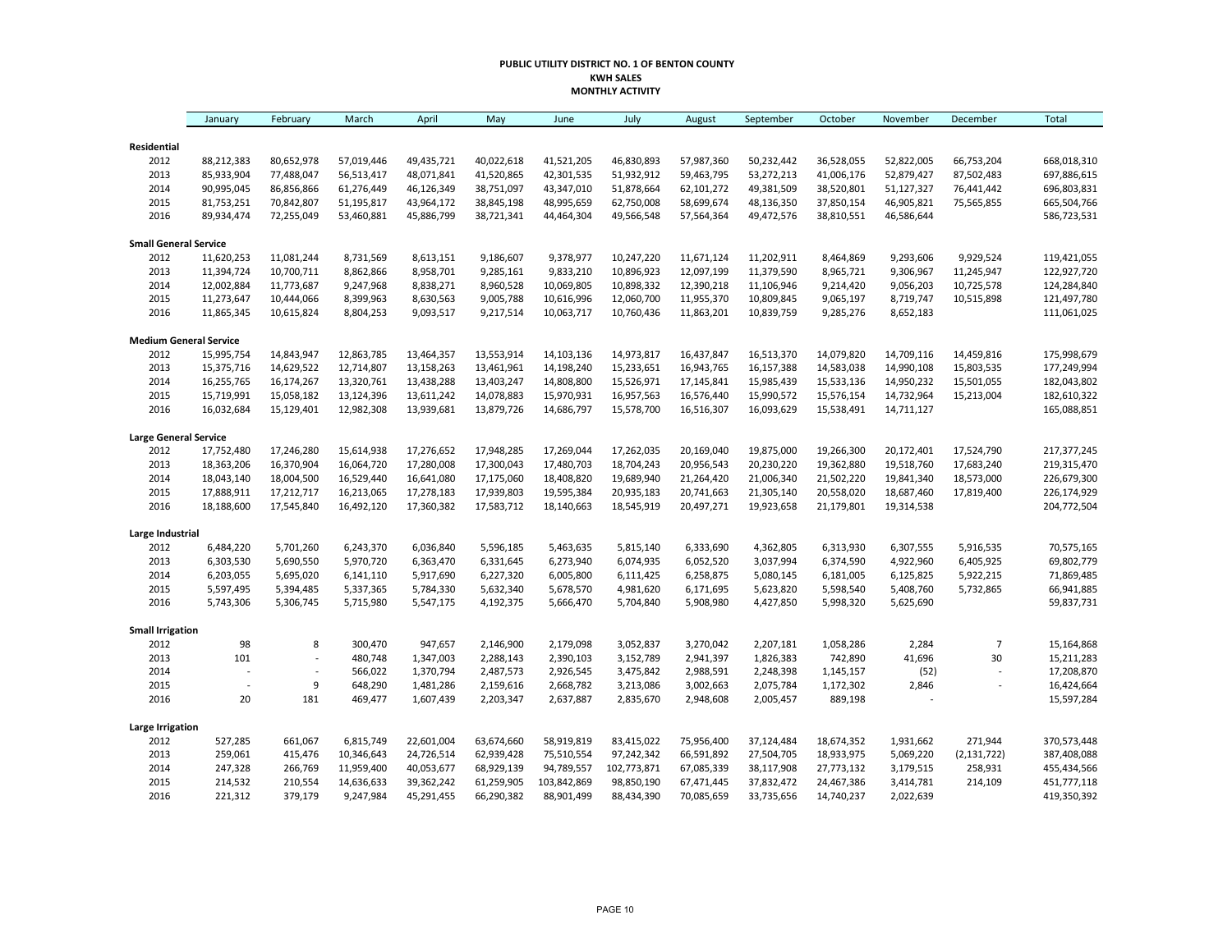**PUBLIC UTILITY DISTRICT NO. 1 OF BENTON COUNTY**
**KWH SALES**
**MONTHLY ACTIVITY**

| | January | February | March | April | May | June | July | August | September | October | November | December | Total |
|---|---|---|---|---|---|---|---|---|---|---|---|---|---|
| **Residential** | | | | | | | | | | | | | |
| 2012 | 88,212,383 | 80,652,978 | 57,019,446 | 49,435,721 | 40,022,618 | 41,521,205 | 46,830,893 | 57,987,360 | 50,232,442 | 36,528,055 | 52,822,005 | 66,753,204 | 668,018,310 |
| 2013 | 85,933,904 | 77,488,047 | 56,513,417 | 48,071,841 | 41,520,865 | 42,301,535 | 51,932,912 | 59,463,795 | 53,272,213 | 41,006,176 | 52,879,427 | 87,502,483 | 697,886,615 |
| 2014 | 90,995,045 | 86,856,866 | 61,276,449 | 46,126,349 | 38,751,097 | 43,347,010 | 51,878,664 | 62,101,272 | 49,381,509 | 38,520,801 | 51,127,327 | 76,441,442 | 696,803,831 |
| 2015 | 81,753,251 | 70,842,807 | 51,195,817 | 43,964,172 | 38,845,198 | 48,995,659 | 62,750,008 | 58,699,674 | 48,136,350 | 37,850,154 | 46,905,821 | 75,565,855 | 665,504,766 |
| 2016 | 89,934,474 | 72,255,049 | 53,460,881 | 45,886,799 | 38,721,341 | 44,464,304 | 49,566,548 | 57,564,364 | 49,472,576 | 38,810,551 | 46,586,644 | | 586,723,531 |
| **Small General Service** | | | | | | | | | | | | | |
| 2012 | 11,620,253 | 11,081,244 | 8,731,569 | 8,613,151 | 9,186,607 | 9,378,977 | 10,247,220 | 11,671,124 | 11,202,911 | 8,464,869 | 9,293,606 | 9,929,524 | 119,421,055 |
| 2013 | 11,394,724 | 10,700,711 | 8,862,866 | 8,958,701 | 9,285,161 | 9,833,210 | 10,896,923 | 12,097,199 | 11,379,590 | 8,965,721 | 9,306,967 | 11,245,947 | 122,927,720 |
| 2014 | 12,002,884 | 11,773,687 | 9,247,968 | 8,838,271 | 8,960,528 | 10,069,805 | 10,898,332 | 12,390,218 | 11,106,946 | 9,214,420 | 9,056,203 | 10,725,578 | 124,284,840 |
| 2015 | 11,273,647 | 10,444,066 | 8,399,963 | 8,630,563 | 9,005,788 | 10,616,996 | 12,060,700 | 11,955,370 | 10,809,845 | 9,065,197 | 8,719,747 | 10,515,898 | 121,497,780 |
| 2016 | 11,865,345 | 10,615,824 | 8,804,253 | 9,093,517 | 9,217,514 | 10,063,717 | 10,760,436 | 11,863,201 | 10,839,759 | 9,285,276 | 8,652,183 | | 111,061,025 |
| **Medium General Service** | | | | | | | | | | | | | |
| 2012 | 15,995,754 | 14,843,947 | 12,863,785 | 13,464,357 | 13,553,914 | 14,103,136 | 14,973,817 | 16,437,847 | 16,513,370 | 14,079,820 | 14,709,116 | 14,459,816 | 175,998,679 |
| 2013 | 15,375,716 | 14,629,522 | 12,714,807 | 13,158,263 | 13,461,961 | 14,198,240 | 15,233,651 | 16,943,765 | 16,157,388 | 14,583,038 | 14,990,108 | 15,803,535 | 177,249,994 |
| 2014 | 16,255,765 | 16,174,267 | 13,320,761 | 13,438,288 | 13,403,247 | 14,808,800 | 15,526,971 | 17,145,841 | 15,985,439 | 15,533,136 | 14,950,232 | 15,501,055 | 182,043,802 |
| 2015 | 15,719,991 | 15,058,182 | 13,124,396 | 13,611,242 | 14,078,883 | 15,970,931 | 16,957,563 | 16,576,440 | 15,990,572 | 15,576,154 | 14,732,964 | 15,213,004 | 182,610,322 |
| 2016 | 16,032,684 | 15,129,401 | 12,982,308 | 13,939,681 | 13,879,726 | 14,686,797 | 15,578,700 | 16,516,307 | 16,093,629 | 15,538,491 | 14,711,127 | | 165,088,851 |
| **Large General Service** | | | | | | | | | | | | | |
| 2012 | 17,752,480 | 17,246,280 | 15,614,938 | 17,276,652 | 17,948,285 | 17,269,044 | 17,262,035 | 20,169,040 | 19,875,000 | 19,266,300 | 20,172,401 | 17,524,790 | 217,377,245 |
| 2013 | 18,363,206 | 16,370,904 | 16,064,720 | 17,280,008 | 17,300,043 | 17,480,703 | 18,704,243 | 20,956,543 | 20,230,220 | 19,362,880 | 19,518,760 | 17,683,240 | 219,315,470 |
| 2014 | 18,043,140 | 18,004,500 | 16,529,440 | 16,641,080 | 17,175,060 | 18,408,820 | 19,689,940 | 21,264,420 | 21,006,340 | 21,502,220 | 19,841,340 | 18,573,000 | 226,679,300 |
| 2015 | 17,888,911 | 17,212,717 | 16,213,065 | 17,278,183 | 17,939,803 | 19,595,384 | 20,935,183 | 20,741,663 | 21,305,140 | 20,558,020 | 18,687,460 | 17,819,400 | 226,174,929 |
| 2016 | 18,188,600 | 17,545,840 | 16,492,120 | 17,360,382 | 17,583,712 | 18,140,663 | 18,545,919 | 20,497,271 | 19,923,658 | 21,179,801 | 19,314,538 | | 204,772,504 |
| **Large Industrial** | | | | | | | | | | | | | |
| 2012 | 6,484,220 | 5,701,260 | 6,243,370 | 6,036,840 | 5,596,185 | 5,463,635 | 5,815,140 | 6,333,690 | 4,362,805 | 6,313,930 | 6,307,555 | 5,916,535 | 70,575,165 |
| 2013 | 6,303,530 | 5,690,550 | 5,970,720 | 6,363,470 | 6,331,645 | 6,273,940 | 6,074,935 | 6,052,520 | 3,037,994 | 6,374,590 | 4,922,960 | 6,405,925 | 69,802,779 |
| 2014 | 6,203,055 | 5,695,020 | 6,141,110 | 5,917,690 | 6,227,320 | 6,005,800 | 6,111,425 | 6,258,875 | 5,080,145 | 6,181,005 | 6,125,825 | 5,922,215 | 71,869,485 |
| 2015 | 5,597,495 | 5,394,485 | 5,337,365 | 5,784,330 | 5,632,340 | 5,678,570 | 4,981,620 | 6,171,695 | 5,623,820 | 5,598,540 | 5,408,760 | 5,732,865 | 66,941,885 |
| 2016 | 5,743,306 | 5,306,745 | 5,715,980 | 5,547,175 | 4,192,375 | 5,666,470 | 5,704,840 | 5,908,980 | 4,427,850 | 5,998,320 | 5,625,690 | | 59,837,731 |
| **Small Irrigation** | | | | | | | | | | | | | |
| 2012 | 98 | 8 | 300,470 | 947,657 | 2,146,900 | 2,179,098 | 3,052,837 | 3,270,042 | 2,207,181 | 1,058,286 | 2,284 | 7 | 15,164,868 |
| 2013 | 101 | - | 480,748 | 1,347,003 | 2,288,143 | 2,390,103 | 3,152,789 | 2,941,397 | 1,826,383 | 742,890 | 41,696 | 30 | 15,211,283 |
| 2014 | - | - | 566,022 | 1,370,794 | 2,487,573 | 2,926,545 | 3,475,842 | 2,988,591 | 2,248,398 | 1,145,157 | (52) | - | 17,208,870 |
| 2015 | - | 9 | 648,290 | 1,481,286 | 2,159,616 | 2,668,782 | 3,213,086 | 3,002,663 | 2,075,784 | 1,172,302 | 2,846 | - | 16,424,664 |
| 2016 | 20 | 181 | 469,477 | 1,607,439 | 2,203,347 | 2,637,887 | 2,835,670 | 2,948,608 | 2,005,457 | 889,198 | - | | 15,597,284 |
| **Large Irrigation** | | | | | | | | | | | | | |
| 2012 | 527,285 | 661,067 | 6,815,749 | 22,601,004 | 63,674,660 | 58,919,819 | 83,415,022 | 75,956,400 | 37,124,484 | 18,674,352 | 1,931,662 | 271,944 | 370,573,448 |
| 2013 | 259,061 | 415,476 | 10,346,643 | 24,726,514 | 62,939,428 | 75,510,554 | 97,242,342 | 66,591,892 | 27,504,705 | 18,933,975 | 5,069,220 | (2,131,722) | 387,408,088 |
| 2014 | 247,328 | 266,769 | 11,959,400 | 40,053,677 | 68,929,139 | 94,789,557 | 102,773,871 | 67,085,339 | 38,117,908 | 27,773,132 | 3,179,515 | 258,931 | 455,434,566 |
| 2015 | 214,532 | 210,554 | 14,636,633 | 39,362,242 | 61,259,905 | 103,842,869 | 98,850,190 | 67,471,445 | 37,832,472 | 24,467,386 | 3,414,781 | 214,109 | 451,777,118 |
| 2016 | 221,312 | 379,179 | 9,247,984 | 45,291,455 | 66,290,382 | 88,901,499 | 88,434,390 | 70,085,659 | 33,735,656 | 14,740,237 | 2,022,639 | | 419,350,392 |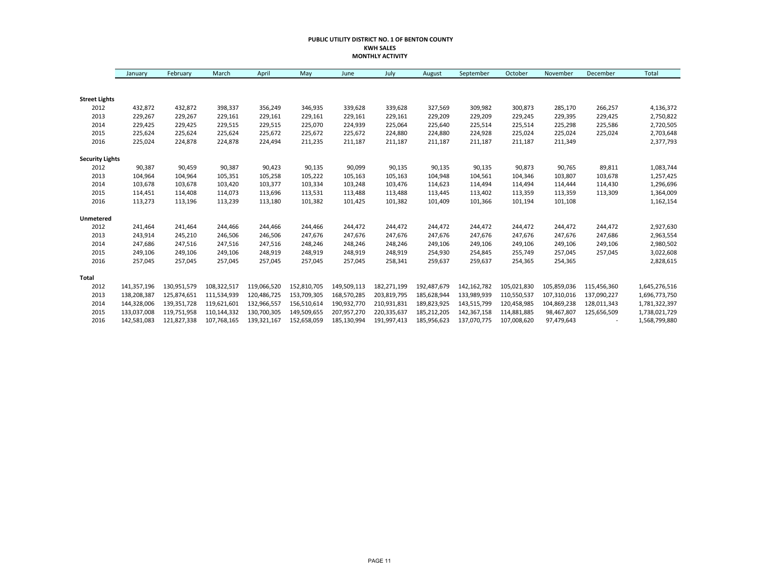**PUBLIC UTILITY DISTRICT NO. 1 OF BENTON COUNTY**
**KWH SALES**
**MONTHLY ACTIVITY**

| | January | February | March | April | May | June | July | August | September | October | November | December | Total |
|---|---|---|---|---|---|---|---|---|---|---|---|---|---|
| **Street Lights** | | | | | | | | | | | | | |
| 2012 | 432,872 | 432,872 | 398,337 | 356,249 | 346,935 | 339,628 | 339,628 | 327,569 | 309,982 | 300,873 | 285,170 | 266,257 | 4,136,372 |
| 2013 | 229,267 | 229,267 | 229,161 | 229,161 | 229,161 | 229,161 | 229,161 | 229,209 | 229,209 | 229,245 | 229,395 | 229,425 | 2,750,822 |
| 2014 | 229,425 | 229,425 | 229,515 | 229,515 | 225,070 | 224,939 | 225,064 | 225,640 | 225,514 | 225,514 | 225,298 | 225,586 | 2,720,505 |
| 2015 | 225,624 | 225,624 | 225,624 | 225,672 | 225,672 | 225,672 | 224,880 | 224,880 | 224,928 | 225,024 | 225,024 | 225,024 | 2,703,648 |
| 2016 | 225,024 | 224,878 | 224,878 | 224,494 | 211,235 | 211,187 | 211,187 | 211,187 | 211,187 | 211,187 | 211,349 | | 2,377,793 |
| **Security Lights** | | | | | | | | | | | | | |
| 2012 | 90,387 | 90,459 | 90,387 | 90,423 | 90,135 | 90,099 | 90,135 | 90,135 | 90,135 | 90,873 | 90,765 | 89,811 | 1,083,744 |
| 2013 | 104,964 | 104,964 | 105,351 | 105,258 | 105,222 | 105,163 | 105,163 | 104,948 | 104,561 | 104,346 | 103,807 | 103,678 | 1,257,425 |
| 2014 | 103,678 | 103,678 | 103,420 | 103,377 | 103,334 | 103,248 | 103,476 | 114,623 | 114,494 | 114,494 | 114,444 | 114,430 | 1,296,696 |
| 2015 | 114,451 | 114,408 | 114,073 | 113,696 | 113,531 | 113,488 | 113,488 | 113,445 | 113,402 | 113,359 | 113,359 | 113,309 | 1,364,009 |
| 2016 | 113,273 | 113,196 | 113,239 | 113,180 | 101,382 | 101,425 | 101,382 | 101,409 | 101,366 | 101,194 | 101,108 | | 1,162,154 |
| **Unmetered** | | | | | | | | | | | | | |
| 2012 | 241,464 | 241,464 | 244,466 | 244,466 | 244,466 | 244,472 | 244,472 | 244,472 | 244,472 | 244,472 | 244,472 | 244,472 | 2,927,630 |
| 2013 | 243,914 | 245,210 | 246,506 | 246,506 | 247,676 | 247,676 | 247,676 | 247,676 | 247,676 | 247,676 | 247,676 | 247,686 | 2,963,554 |
| 2014 | 247,686 | 247,516 | 247,516 | 247,516 | 248,246 | 248,246 | 248,246 | 249,106 | 249,106 | 249,106 | 249,106 | 249,106 | 2,980,502 |
| 2015 | 249,106 | 249,106 | 249,106 | 248,919 | 248,919 | 248,919 | 248,919 | 254,930 | 254,845 | 255,749 | 257,045 | 257,045 | 3,022,608 |
| 2016 | 257,045 | 257,045 | 257,045 | 257,045 | 257,045 | 257,045 | 258,341 | 259,637 | 259,637 | 254,365 | 254,365 | | 2,828,615 |
| **Total** | | | | | | | | | | | | | |
| 2012 | 141,357,196 | 130,951,579 | 108,322,517 | 119,066,520 | 152,810,705 | 149,509,113 | 182,271,199 | 192,487,679 | 142,162,782 | 105,021,830 | 105,859,036 | 115,456,360 | 1,645,276,516 |
| 2013 | 138,208,387 | 125,874,651 | 111,534,939 | 120,486,725 | 153,709,305 | 168,570,285 | 203,819,795 | 185,628,944 | 133,989,939 | 110,550,537 | 107,310,016 | 137,090,227 | 1,696,773,750 |
| 2014 | 144,328,006 | 139,351,728 | 119,621,601 | 132,966,557 | 156,510,614 | 190,932,770 | 210,931,831 | 189,823,925 | 143,515,799 | 120,458,985 | 104,869,238 | 128,011,343 | 1,781,322,397 |
| 2015 | 133,037,008 | 119,751,958 | 110,144,332 | 130,700,305 | 149,509,655 | 207,957,270 | 220,335,637 | 185,212,205 | 142,367,158 | 114,881,885 | 98,467,807 | 125,656,509 | 1,738,021,729 |
| 2016 | 142,581,083 | 121,827,338 | 107,768,165 | 139,321,167 | 152,658,059 | 185,130,994 | 191,997,413 | 185,956,623 | 137,070,775 | 107,008,620 | 97,479,643 | - | 1,568,799,880 |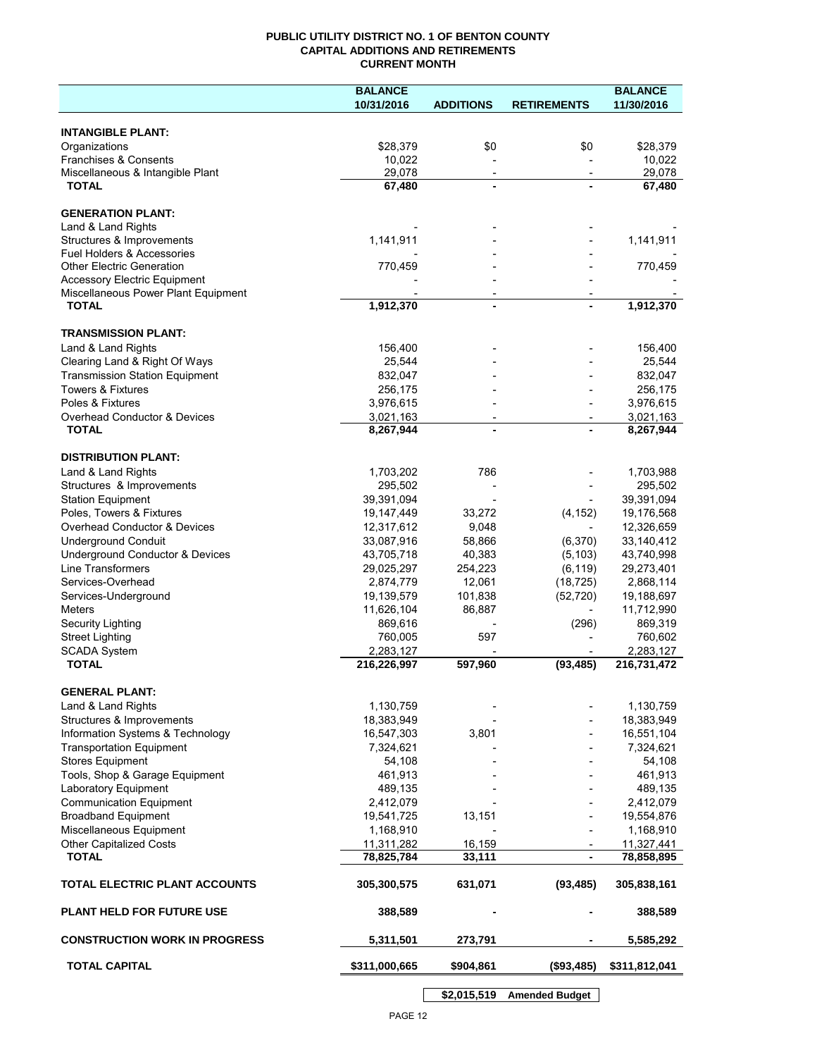**PUBLIC UTILITY DISTRICT NO. 1 OF BENTON COUNTY**
**CAPITAL ADDITIONS AND RETIREMENTS**
**CURRENT MONTH**

| | BALANCE 10/31/2016 | ADDITIONS | RETIREMENTS | BALANCE 11/30/2016 |
|---|---|---|---|---|
| **INTANGIBLE PLANT:** | | | | |
| Organizations | $28,379 | $0 | $0 | $28,379 |
| Franchises & Consents | 10,022 | - | - | 10,022 |
| Miscellaneous & Intangible Plant | 29,078 | - | - | 29,078 |
| **TOTAL** | **67,480** | **-** | **-** | **67,480** |
| **GENERATION PLANT:** | | | | |
| Land & Land Rights | - | - | - | - |
| Structures & Improvements | 1,141,911 | - | - | 1,141,911 |
| Fuel Holders & Accessories | - | - | - | - |
| Other Electric Generation | 770,459 | - | - | 770,459 |
| Accessory Electric Equipment | - | - | - | - |
| Miscellaneous Power Plant Equipment | - | - | - | - |
| **TOTAL** | **1,912,370** | **-** | **-** | **1,912,370** |
| **TRANSMISSION PLANT:** | | | | |
| Land & Land Rights | 156,400 | - | - | 156,400 |
| Clearing Land & Right Of Ways | 25,544 | - | - | 25,544 |
| Transmission Station Equipment | 832,047 | - | - | 832,047 |
| Towers & Fixtures | 256,175 | - | - | 256,175 |
| Poles & Fixtures | 3,976,615 | - | - | 3,976,615 |
| Overhead Conductor & Devices | 3,021,163 | - | - | 3,021,163 |
| **TOTAL** | **8,267,944** | **-** | **-** | **8,267,944** |
| **DISTRIBUTION PLANT:** | | | | |
| Land & Land Rights | 1,703,202 | 786 | - | 1,703,988 |
| Structures & Improvements | 295,502 | - | - | 295,502 |
| Station Equipment | 39,391,094 | - | - | 39,391,094 |
| Poles, Towers & Fixtures | 19,147,449 | 33,272 | (4,152) | 19,176,568 |
| Overhead Conductor & Devices | 12,317,612 | 9,048 | - | 12,326,659 |
| Underground Conduit | 33,087,916 | 58,866 | (6,370) | 33,140,412 |
| Underground Conductor & Devices | 43,705,718 | 40,383 | (5,103) | 43,740,998 |
| Line Transformers | 29,025,297 | 254,223 | (6,119) | 29,273,401 |
| Services-Overhead | 2,874,779 | 12,061 | (18,725) | 2,868,114 |
| Services-Underground | 19,139,579 | 101,838 | (52,720) | 19,188,697 |
| Meters | 11,626,104 | 86,887 | - | 11,712,990 |
| Security Lighting | 869,616 | - | (296) | 869,319 |
| Street Lighting | 760,005 | 597 | - | 760,602 |
| SCADA System | 2,283,127 | - | - | 2,283,127 |
| **TOTAL** | **216,226,997** | **597,960** | **(93,485)** | **216,731,472** |
| **GENERAL PLANT:** | | | | |
| Land & Land Rights | 1,130,759 | - | - | 1,130,759 |
| Structures & Improvements | 18,383,949 | - | - | 18,383,949 |
| Information Systems & Technology | 16,547,303 | 3,801 | - | 16,551,104 |
| Transportation Equipment | 7,324,621 | - | - | 7,324,621 |
| Stores Equipment | 54,108 | - | - | 54,108 |
| Tools, Shop & Garage Equipment | 461,913 | - | - | 461,913 |
| Laboratory Equipment | 489,135 | - | - | 489,135 |
| Communication Equipment | 2,412,079 | - | - | 2,412,079 |
| Broadband Equipment | 19,541,725 | 13,151 | - | 19,554,876 |
| Miscellaneous Equipment | 1,168,910 | - | - | 1,168,910 |
| Other Capitalized Costs | 11,311,282 | 16,159 | - | 11,327,441 |
| **TOTAL** | **78,825,784** | **33,111** | **-** | **78,858,895** |
| **TOTAL ELECTRIC PLANT ACCOUNTS** | **305,300,575** | **631,071** | **(93,485)** | **305,838,161** |
| **PLANT HELD FOR FUTURE USE** | **388,589** | **-** | **-** | **388,589** |
| **CONSTRUCTION WORK IN PROGRESS** | **5,311,501** | **273,791** | **-** | **5,585,292** |
| **TOTAL CAPITAL** | **$311,000,665** | **$904,861** | **($93,485)** | **$311,812,041** |

| | |
|---|---|
| **$2,015,519** | **Amended Budget** |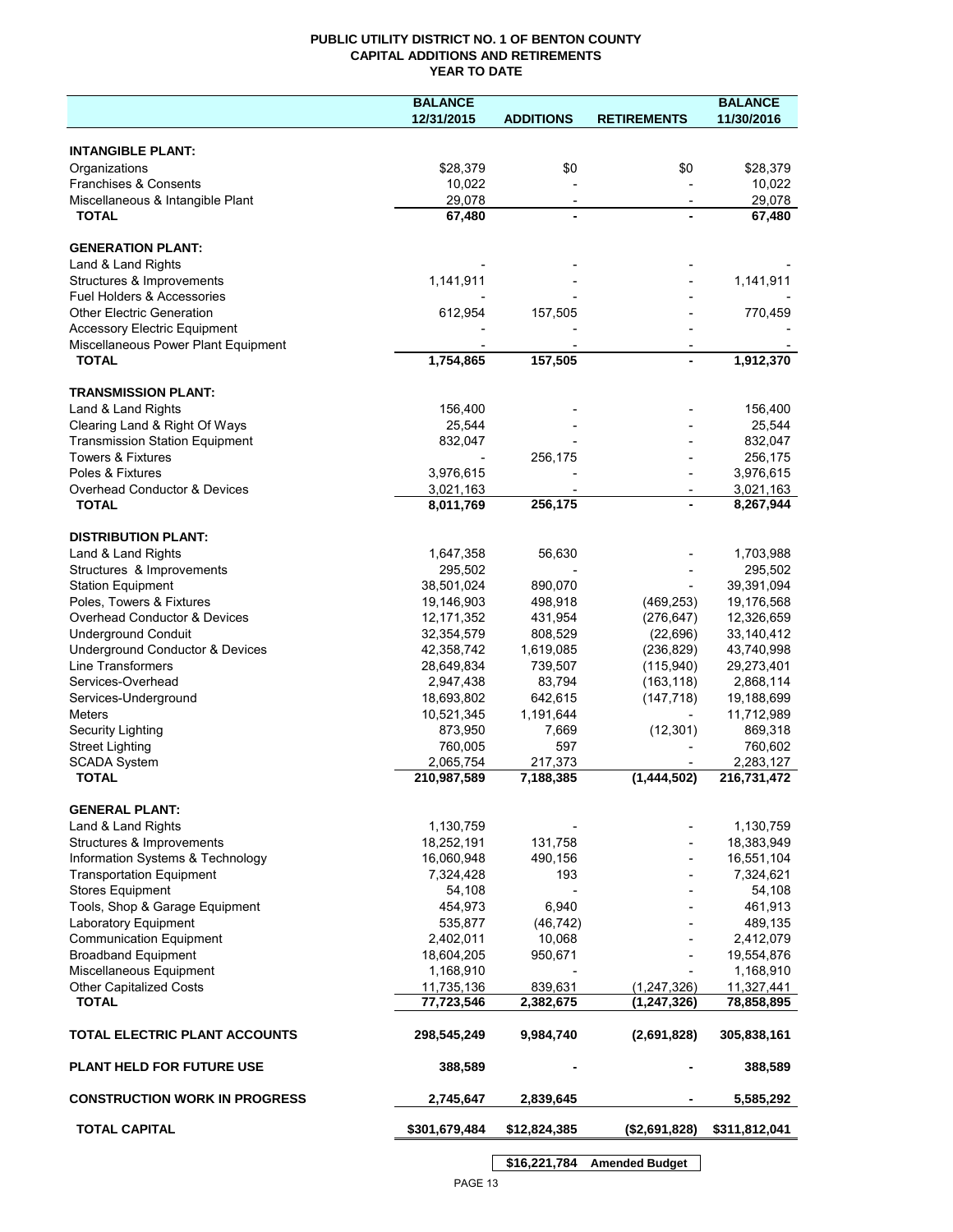# PUBLIC UTILITY DISTRICT NO. 1 OF BENTON COUNTY
## CAPITAL ADDITIONS AND RETIREMENTS
## YEAR TO DATE

| | BALANCE 12/31/2015 | ADDITIONS | RETIREMENTS | BALANCE 11/30/2016 |
|---|---|---|---|---|
| **INTANGIBLE PLANT:** | | | | |
| Organizations | $28,379 | $0 | $0 | $28,379 |
| Franchises & Consents | 10,022 | - | - | 10,022 |
| Miscellaneous & Intangible Plant | 29,078 | - | - | 29,078 |
| **TOTAL** | **67,480** | **-** | **-** | **67,480** |
| **GENERATION PLANT:** | | | | |
| Land & Land Rights | - | - | - | - |
| Structures & Improvements | 1,141,911 | - | - | 1,141,911 |
| Fuel Holders & Accessories | - | - | - | - |
| Other Electric Generation | 612,954 | 157,505 | - | 770,459 |
| Accessory Electric Equipment | - | - | - | - |
| Miscellaneous Power Plant Equipment | - | - | - | - |
| **TOTAL** | **1,754,865** | **157,505** | **-** | **1,912,370** |
| **TRANSMISSION PLANT:** | | | | |
| Land & Land Rights | 156,400 | - | - | 156,400 |
| Clearing Land & Right Of Ways | 25,544 | - | - | 25,544 |
| Transmission Station Equipment | 832,047 | - | - | 832,047 |
| Towers & Fixtures | - | 256,175 | - | 256,175 |
| Poles & Fixtures | 3,976,615 | - | - | 3,976,615 |
| Overhead Conductor & Devices | 3,021,163 | - | - | 3,021,163 |
| **TOTAL** | **8,011,769** | **256,175** | **-** | **8,267,944** |
| **DISTRIBUTION PLANT:** | | | | |
| Land & Land Rights | 1,647,358 | 56,630 | - | 1,703,988 |
| Structures & Improvements | 295,502 | - | - | 295,502 |
| Station Equipment | 38,501,024 | 890,070 | - | 39,391,094 |
| Poles, Towers & Fixtures | 19,146,903 | 498,918 | (469,253) | 19,176,568 |
| Overhead Conductor & Devices | 12,171,352 | 431,954 | (276,647) | 12,326,659 |
| Underground Conduit | 32,354,579 | 808,529 | (22,696) | 33,140,412 |
| Underground Conductor & Devices | 42,358,742 | 1,619,085 | (236,829) | 43,740,998 |
| Line Transformers | 28,649,834 | 739,507 | (115,940) | 29,273,401 |
| Services-Overhead | 2,947,438 | 83,794 | (163,118) | 2,868,114 |
| Services-Underground | 18,693,802 | 642,615 | (147,718) | 19,188,699 |
| Meters | 10,521,345 | 1,191,644 | - | 11,712,989 |
| Security Lighting | 873,950 | 7,669 | (12,301) | 869,318 |
| Street Lighting | 760,005 | 597 | - | 760,602 |
| SCADA System | 2,065,754 | 217,373 | - | 2,283,127 |
| **TOTAL** | **210,987,589** | **7,188,385** | **(1,444,502)** | **216,731,472** |
| **GENERAL PLANT:** | | | | |
| Land & Land Rights | 1,130,759 | - | - | 1,130,759 |
| Structures & Improvements | 18,252,191 | 131,758 | - | 18,383,949 |
| Information Systems & Technology | 16,060,948 | 490,156 | - | 16,551,104 |
| Transportation Equipment | 7,324,428 | 193 | - | 7,324,621 |
| Stores Equipment | 54,108 | - | - | 54,108 |
| Tools, Shop & Garage Equipment | 454,973 | 6,940 | - | 461,913 |
| Laboratory Equipment | 535,877 | (46,742) | - | 489,135 |
| Communication Equipment | 2,402,011 | 10,068 | - | 2,412,079 |
| Broadband Equipment | 18,604,205 | 950,671 | - | 19,554,876 |
| Miscellaneous Equipment | 1,168,910 | - | - | 1,168,910 |
| Other Capitalized Costs | 11,735,136 | 839,631 | (1,247,326) | 11,327,441 |
| **TOTAL** | **77,723,546** | **2,382,675** | **(1,247,326)** | **78,858,895** |
| **TOTAL ELECTRIC PLANT ACCOUNTS** | **298,545,249** | **9,984,740** | **(2,691,828)** | **305,838,161** |
| **PLANT HELD FOR FUTURE USE** | **388,589** | **-** | **-** | **388,589** |
| **CONSTRUCTION WORK IN PROGRESS** | **2,745,647** | **2,839,645** | **-** | **5,585,292** |
| **TOTAL CAPITAL** | **$301,679,484** | **$12,824,385** | **($2,691,828)** | **$311,812,041** |

| $16,221,784 | Amended Budget |
|---|---|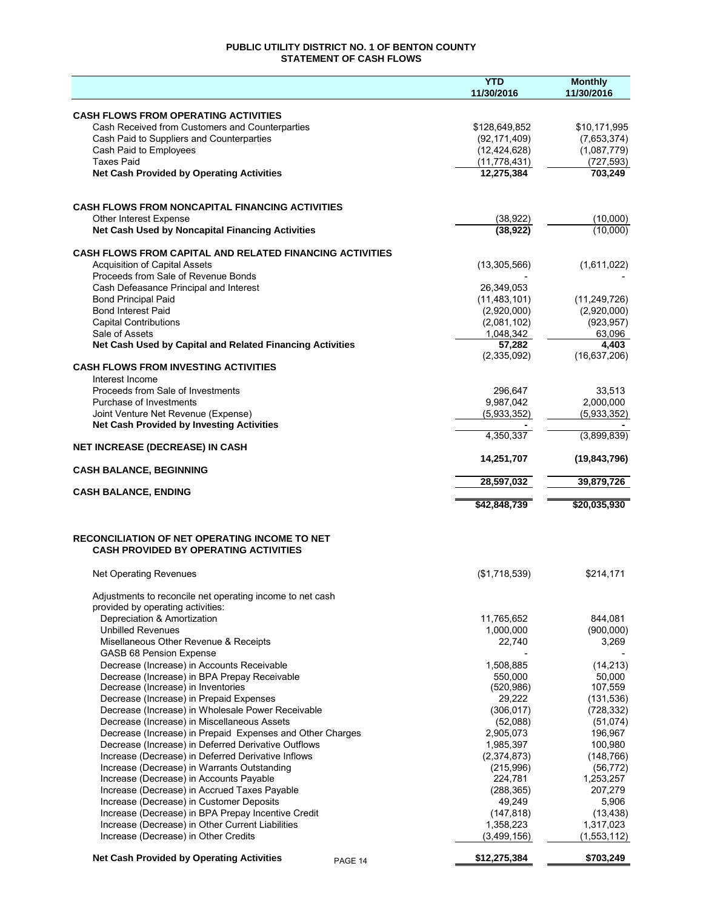# PUBLIC UTILITY DISTRICT NO. 1 OF BENTON COUNTY
## STATEMENT OF CASH FLOWS

| | YTD 11/30/2016 | Monthly 11/30/2016 |
|---|---|---|
| **CASH FLOWS FROM OPERATING ACTIVITIES** | | |
| Cash Received from Customers and Counterparties | $128,649,852 | $10,171,995 |
| Cash Paid to Suppliers and Counterparties | (92,171,409) | (7,653,374) |
| Cash Paid to Employees | (12,424,628) | (1,087,779) |
| Taxes Paid | (11,778,431) | (727,593) |
| **Net Cash Provided by Operating Activities** | **12,275,384** | **703,249** |
| **CASH FLOWS FROM NONCAPITAL FINANCING ACTIVITIES** | | |
| Other Interest Expense | (38,922) | (10,000) |
| **Net Cash Used by Noncapital Financing Activities** | **(38,922)** | (10,000) |
| **CASH FLOWS FROM CAPITAL AND RELATED FINANCING ACTIVITIES** | | |
| Acquisition of Capital Assets | (13,305,566) | (1,611,022) |
| Proceeds from Sale of Revenue Bonds | - | - |
| Cash Defeasance Principal and Interest | 26,349,053 | |
| Bond Principal Paid | (11,483,101) | (11,249,726) |
| Bond Interest Paid | (2,920,000) | (2,920,000) |
| Capital Contributions | (2,081,102) | (923,957) |
| Sale of Assets | 1,048,342 | 63,096 |
| **Net Cash Used by Capital and Related Financing Activities** | **57,282** | **4,403** |
| | (2,335,092) | (16,637,206) |
| **CASH FLOWS FROM INVESTING ACTIVITIES** | | |
| Interest Income | | |
| Proceeds from Sale of Investments | 296,647 | 33,513 |
| Purchase of Investments | 9,987,042 | 2,000,000 |
| Joint Venture Net Revenue (Expense) | (5,933,352) | (5,933,352) |
| **Net Cash Provided by Investing Activities** | **-** | **-** |
| | 4,350,337 | (3,899,839) |
| **NET INCREASE (DECREASE) IN CASH** | | |
| | **14,251,707** | **(19,843,796)** |
| **CASH BALANCE, BEGINNING** | | |
| | **28,597,032** | **39,879,726** |
| **CASH BALANCE, ENDING** | | |
| | **$42,848,739** | **$20,035,930** |

## RECONCILIATION OF NET OPERATING INCOME TO NET CASH PROVIDED BY OPERATING ACTIVITIES

| | YTD 11/30/2016 | Monthly 11/30/2016 |
|---|---|---|
| Net Operating Revenues | ($1,718,539) | $214,171 |
| Adjustments to reconcile net operating income to net cash provided by operating activities: | | |
| Depreciation & Amortization | 11,765,652 | 844,081 |
| Unbilled Revenues | 1,000,000 | (900,000) |
| Misellaneous Other Revenue & Receipts | 22,740 | 3,269 |
| GASB 68 Pension Expense | - | - |
| Decrease (Increase) in Accounts Receivable | 1,508,885 | (14,213) |
| Decrease (Increase) in BPA Prepay Receivable | 550,000 | 50,000 |
| Decrease (Increase) in Inventories | (520,986) | 107,559 |
| Decrease (Increase) in Prepaid Expenses | 29,222 | (131,536) |
| Decrease (Increase) in Wholesale Power Receivable | (306,017) | (728,332) |
| Decrease (Increase) in Miscellaneous Assets | (52,088) | (51,074) |
| Decrease (Increase) in Prepaid Expenses and Other Charges | 2,905,073 | 196,967 |
| Decrease (Increase) in Deferred Derivative Outflows | 1,985,397 | 100,980 |
| Increase (Decrease) in Deferred Derivative Inflows | (2,374,873) | (148,766) |
| Increase (Decrease) in Warrants Outstanding | (215,996) | (56,772) |
| Increase (Decrease) in Accounts Payable | 224,781 | 1,253,257 |
| Increase (Decrease) in Accrued Taxes Payable | (288,365) | 207,279 |
| Increase (Decrease) in Customer Deposits | 49,249 | 5,906 |
| Increase (Decrease) in BPA Prepay Incentive Credit | (147,818) | (13,438) |
| Increase (Decrease) in Other Current Liabilities | 1,358,223 | 1,317,023 |
| Increase (Decrease) in Other Credits | (3,499,156) | (1,553,112) |
| **Net Cash Provided by Operating Activities** | **$12,275,384** | **$703,249** |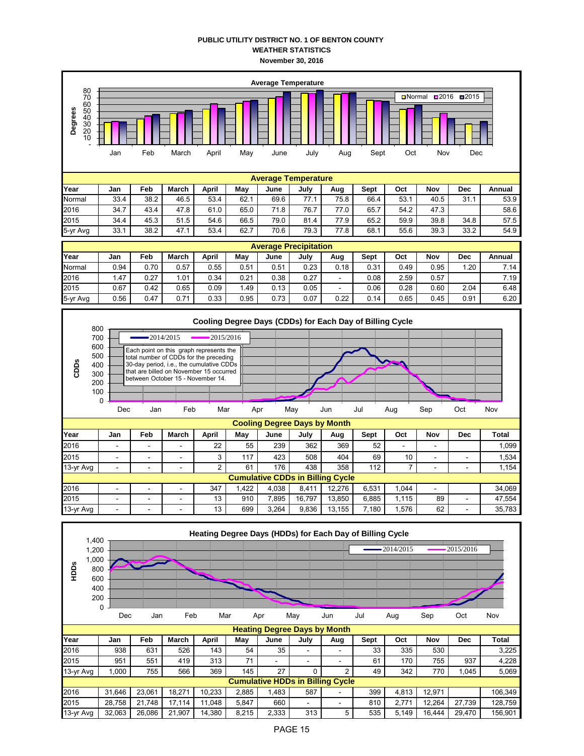**PUBLIC UTILITY DISTRICT NO. 1 OF BENTON COUNTY**
**WEATHER STATISTICS**
**November 30, 2016**

**Average Temperature**

| Year | Jan | Feb | March | April | May | June | July | Aug | Sept | Oct | Nov | Dec | Annual |
|---|---|---|---|---|---|---|---|---|---|---|---|---|---|
| Normal | 33.4 | 38.2 | 46.5 | 53.4 | 62.1 | 69.6 | 77.1 | 75.8 | 66.4 | 53.1 | 40.5 | 31.1 | 53.9 |
| 2016 | 34.7 | 43.4 | 47.8 | 61.0 | 65.0 | 71.8 | 76.7 | 77.0 | 65.7 | 54.2 | 47.3 | | 58.6 |
| 2015 | 34.4 | 45.3 | 51.5 | 54.6 | 66.5 | 79.0 | 81.4 | 77.9 | 65.2 | 59.9 | 39.8 | 34.8 | 57.5 |
| 5-yr Avg | 33.1 | 38.2 | 47.1 | 53.4 | 62.7 | 70.6 | 79.3 | 77.8 | 68.1 | 55.6 | 39.3 | 33.2 | 54.9 |

**Average Precipitation**

| Year | Jan | Feb | March | April | May | June | July | Aug | Sept | Oct | Nov | Dec | Annual |
|---|---|---|---|---|---|---|---|---|---|---|---|---|---|
| Normal | 0.94 | 0.70 | 0.57 | 0.55 | 0.51 | 0.51 | 0.23 | 0.18 | 0.31 | 0.49 | 0.95 | 1.20 | 7.14 |
| 2016 | 1.47 | 0.27 | 1.01 | 0.34 | 0.21 | 0.38 | 0.27 | - | 0.08 | 2.59 | 0.57 | | 7.19 |
| 2015 | 0.67 | 0.42 | 0.65 | 0.09 | 1.49 | 0.13 | 0.05 | - | 0.06 | 0.28 | 0.60 | 2.04 | 6.48 |
| 5-yr Avg | 0.56 | 0.47 | 0.71 | 0.33 | 0.95 | 0.73 | 0.07 | 0.22 | 0.14 | 0.65 | 0.45 | 0.91 | 6.20 |

**Cooling Degree Days (CDDs) for Each Day of Billing Cycle**

Each point on this graph represents the total number of CDDs for the preceding 30-day period, i.e., the cumulative CDDs that are billed on November 15 occurred between October 15 - November 14.

**Cooling Degree Days by Month**

| Year | Jan | Feb | March | April | May | June | July | Aug | Sept | Oct | Nov | Dec | Total |
|---|---|---|---|---|---|---|---|---|---|---|---|---|---|
| 2016 | - | - | - | 22 | 55 | 239 | 362 | 369 | 52 | - | - | | 1,099 |
| 2015 | - | - | - | 3 | 117 | 423 | 508 | 404 | 69 | 10 | - | - | 1,534 |
| 13-yr Avg | - | - | - | 2 | 61 | 176 | 438 | 358 | 112 | 7 | - | - | 1,154 |
| **Cumulative CDDs in Billing Cycle** | | | | | | | | | | | | | |
| 2016 | - | - | - | 347 | 1,422 | 4,038 | 8,411 | 12,276 | 6,531 | 1,044 | - | | 34,069 |
| 2015 | - | - | - | 13 | 910 | 7,895 | 16,797 | 13,850 | 6,885 | 1,115 | 89 | - | 47,554 |
| 13-yr Avg | - | - | - | 13 | 699 | 3,264 | 9,836 | 13,155 | 7,180 | 1,576 | 62 | - | 35,783 |

**Heating Degree Days (HDDs) for Each Day of Billing Cycle**

**Heating Degree Days by Month**

| Year | Jan | Feb | March | April | May | June | July | Aug | Sept | Oct | Nov | Dec | Total |
|---|---|---|---|---|---|---|---|---|---|---|---|---|---|
| 2016 | 938 | 631 | 526 | 143 | 54 | 35 | - | - | 33 | 335 | 530 | | 3,225 |
| 2015 | 951 | 551 | 419 | 313 | 71 | - | - | - | 61 | 170 | 755 | 937 | 4,228 |
| 13-yr Avg | 1,000 | 755 | 566 | 369 | 145 | 27 | 0 | 2 | 49 | 342 | 770 | 1,045 | 5,069 |
| **Cumulative HDDs in Billing Cycle** | | | | | | | | | | | | | |
| 2016 | 31,646 | 23,061 | 18,271 | 10,233 | 2,885 | 1,483 | 587 | - | 399 | 4,813 | 12,971 | | 106,349 |
| 2015 | 28,758 | 21,748 | 17,114 | 11,048 | 5,847 | 660 | - | - | 810 | 2,771 | 12,264 | 27,739 | 128,759 |
| 13-yr Avg | 32,063 | 26,086 | 21,907 | 14,380 | 8,215 | 2,333 | 313 | 5 | 535 | 5,149 | 16,444 | 29,470 | 156,901 |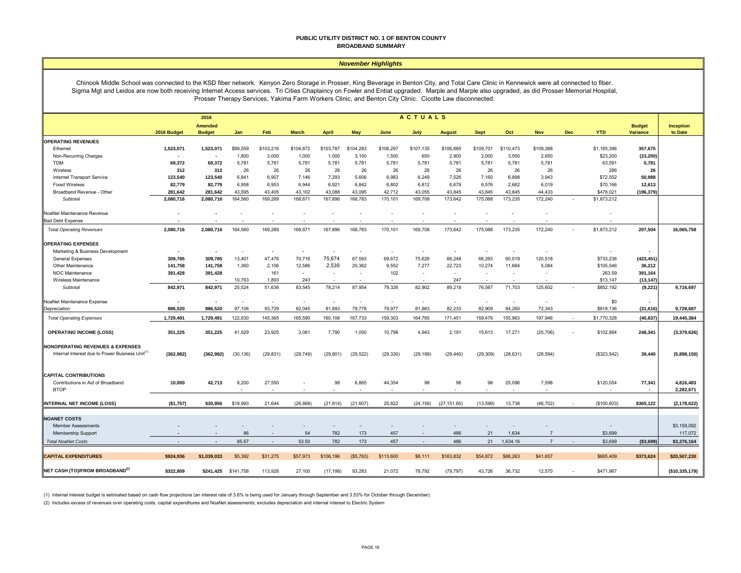# PUBLIC UTILITY DISTRICT NO. 1 OF BENTON COUNTY
## BROADBAND SUMMARY

### *November Highlights*

Chinook Middle School was connected to the KSD fiber network. Kenyon Zero Storage in Prosser, King Beverage in Benton City, and Total Care Clinic in Kennewick were all connected to fiber. Sigma Mgt and Leidos are now both receiving Internet Access services. Tri Cities Chaplaincy on Fowler and Entiat upgraded. Marple and Marple also upgraded, as did Prosser Memorial Hospital, Prosser Therapy Services, Yakima Farm Workers Clinic, and Benton City Clinic. Cicotte Law disconnected.

| | 2016 Budget | 2016 Amended Budget | Jan | Feb | March | April | May | June | July | August | Sept | Oct | Nov | Dec | YTD | Budget Variance | Inception to Date |
|---|---|---|---|---|---|---|---|---|---|---|---|---|---|---|---|---|---|
| | | | ACTUALS | | | | | | | | | | | | | | |
| **OPERATING REVENUES** | | | | | | | | | | | | | | | | | |
| Ethernet | 1,523,071 | 1,523,071 | $99,559 | $103,216 | $104,672 | $103,787 | $104,283 | $106,297 | $107,135 | $106,885 | $109,701 | $110,473 | $109,388 | | $1,165,396 | 357,675 | |
| Non-Recurring Charges | - | - | 1,800 | 3,000 | 1,000 | 1,000 | 3,150 | 1,500 | 650 | 2,900 | 2,000 | 3,550 | 2,650 | | $23,200 | (23,200) | |
| TDM | 69,372 | 69,372 | 5,781 | 5,781 | 5,781 | 5,781 | 5,781 | 5,781 | 5,781 | 5,781 | 5,781 | 5,781 | 5,781 | | 63,591 | 5,781 | |
| Wireless | 312 | 312 | 26 | 26 | 26 | 26 | 26 | 26 | 26 | 26 | 26 | 26 | 26 | | 286 | 26 | |
| Internet Transport Service | 123,540 | 123,540 | 6,841 | 6,907 | 7,146 | 7,293 | 5,606 | 6,983 | 6,249 | 7,526 | 7,160 | 6,898 | 3,943 | | $72,552 | 50,988 | |
| Fixed Wireless | 82,779 | 82,779 | 6,958 | 6,953 | 6,944 | 6,921 | 6,842 | 6,802 | 6,812 | 6,679 | 6,576 | 2,662 | 6,019 | | $70,166 | 12,613 | |
| Broadband Revenue - Other | 281,642 | 281,642 | 43,595 | 43,405 | 43,102 | 43,088 | 43,095 | 42,712 | 43,055 | 43,845 | 43,845 | 43,845 | 44,433 | | $478,021 | (196,379) | |
| *Subtotal* | 2,080,716 | 2,080,716 | 164,560 | 169,289 | 168,671 | 167,896 | 168,783 | 170,101 | 169,708 | 173,642 | 175,088 | 173,235 | 172,240 | - | $1,873,212 | | |
| NoaNet Maintenance Revenue | - | - | - | - | - | - | - | - | - | - | - | - | - | | - | | |
| Bad Debt Expense | - | - | - | - | - | - | - | - | - | - | - | - | - | | - | | |
| *Total Operating Revenues* | 2,080,716 | 2,080,716 | 164,560 | 169,289 | 168,671 | 167,896 | 168,783 | 170,101 | 169,708 | 173,642 | 175,088 | 173,235 | 172,240 | - | $1,873,212 | 207,504 | 16,065,758 |
| **OPERATING EXPENSES** | | | | | | | | | | | | | | | | | |
| Marketing & Business Development | - | - | - | - | - | - | - | - | - | - | - | - | - | | - | - | |
| General Expenses | 309,785 | 309,785 | 13,401 | 47,476 | 70,716 | 75,674 | 67,593 | 69,672 | 75,626 | 66,248 | 66,293 | 60,019 | 120,518 | | $733,236 | (423,451) | |
| Other Maintenance | 141,758 | 141,758 | 1,360 | 2,106 | 12,586 | 2,539 | 20,362 | 9,552 | 7,277 | 22,723 | 10,274 | 11,684 | 5,084 | | $105,546 | 36,212 | |
| NOC Maintenance | 391,428 | 391,428 | | 161 | - | - | - | 102 | - | - | - | - | - | | 263.59 | 391,164 | |
| Wireless Maintenance | - | - | 10,763 | 1,893 | 243 | - | - | - | - | 247 | - | - | - | | $13,147 | (13,147) | |
| *Subtotal* | 842,971 | 842,971 | 25,524 | 51,636 | 83,545 | 78,214 | 87,954 | 79,326 | 82,902 | 89,218 | 76,567 | 71,703 | 125,602 | - | $852,192 | (9,221) | 9,716,697 |
| NoaNet Maintenance Expense | - | - | - | - | - | - | - | - | - | - | - | - | - | | $0 | - | |
| Depreciation | 886,520 | 886,520 | 97,106 | 93,729 | 82,045 | 81,893 | 79,778 | 79,977 | 81,863 | 82,233 | 82,909 | 84,260 | 72,343 | | $918,136 | (31,616) | 9,728,687 |
| *Total Operating Expenses* | 1,729,491 | 1,729,491 | 122,630 | 145,365 | 165,590 | 160,106 | 167,733 | 159,303 | 164,765 | 171,451 | 159,476 | 155,963 | 197,946 | - | $1,770,328 | (40,837) | 19,445,384 |
| **OPERATING INCOME (LOSS)** | 351,225 | 351,225 | 41,929 | 23,925 | 3,081 | 7,790 | 1,050 | 10,798 | 4,943 | 2,191 | 15,613 | 17,271 | (25,706) | - | $102,884 | 248,341 | (3,379,626) |
| **NONOPERATING REVENUES & EXPENSES** | | | | | | | | | | | | | | | | | |
| Internal Interest due to Power Business Unit[1] | (362,982) | (362,982) | (30,136) | (29,831) | (29,749) | (29,801) | (29,522) | (29,330) | (29,199) | (29,440) | (29,309) | (28,631) | (28,594) | | ($323,542) | 39,440 | (5,898,150) |
| **CAPITAL CONTRIBUTIONS** | | | | | | | | | | | | | | | | | |
| Contributions in Aid of Broadband | 10,000 | 42,713 | 8,200 | 27,550 | - | 98 | 6,865 | 44,354 | 98 | 98 | 98 | 25,098 | 7,598 | | $120,054 | 77,341 | 4,816,483 |
| BTOP | | | - | - | - | - | - | - | - | - | - | - | - | | - | - | 2,282,671 |
| **INTERNAL NET INCOME (LOSS)** | ($1,757) | $30,956 | $19,993 | 21,644 | (26,668) | (21,914) | (21,607) | 25,822 | (24,158) | (27,151.60) | (13,599) | 13,738 | (46,702) | - | ($100,603) | $365,122 | (2,178,622) |
| **NOANET COSTS** | | | | | | | | | | | | | | | | | |
| Member Assessments | - | - | - | - | - | - | - | - | - | - | - | - | - | | - | | $3,159,092 |
| Membership Support | - | - | 86 | - | 54 | 782 | 173 | 457 | - | 486 | 21 | 1,634 | 7 | | $3,699 | | 117,072 |
| *Total NoaNet Costs* | - | - | 85.67 | - | 53.50 | 782 | 173 | 457 | - | 486 | 21 | 1,634.16 | 7 | - | $3,699 | ($3,699) | $3,276,164 |
| **CAPITAL EXPENDITURES** | $924,936 | $1,039,033 | $5,392 | $31,275 | $57,973 | $106,196 | ($5,763) | $113,600 | $8,111 | $163,832 | $54,872 | $88,263 | $41,657 | | $665,409 | $373,624 | $20,507,230 |
| **NET CASH (TO)/FROM BROADBAND[2]** | $322,809 | $241,425 | $141,758 | 113,928 | 27,100 | (17,198) | 93,283 | 21,072 | 78,792 | (79,797) | 43,726 | 36,732 | 12,570 | - | $471,967 | | ($10,335,179) |

(1) Internal interest budget is estimated based on cash flow projections (an interest rate of 3.6% is being used for January through September and 3.53% for October through December).

(2) Includes excess of revenues over operating costs, capital expenditures and NoaNet assessments; excludes depreciation and internal interest to Electric System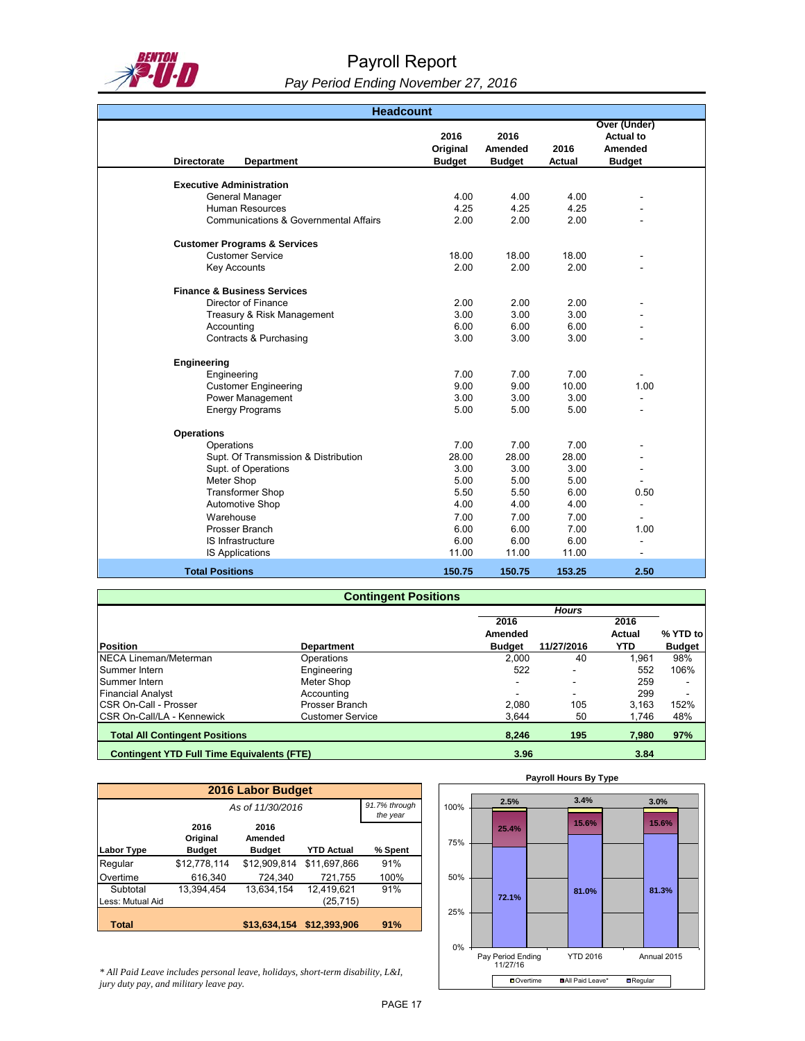# Payroll Report

*Pay Period Ending November 27, 2016*

## Headcount

| Directorate | Department | 2016 Original Budget | 2016 Amended Budget | 2016 Actual | Over (Under) Actual to Amended Budget |
|---|---|---|---|---|---|
| **Executive Administration** | | | | | |
| | General Manager | 4.00 | 4.00 | 4.00 | - |
| | Human Resources | 4.25 | 4.25 | 4.25 | - |
| | Communications & Governmental Affairs | 2.00 | 2.00 | 2.00 | - |
| **Customer Programs & Services** | | | | | |
| | Customer Service | 18.00 | 18.00 | 18.00 | - |
| | Key Accounts | 2.00 | 2.00 | 2.00 | - |
| **Finance & Business Services** | | | | | |
| | Director of Finance | 2.00 | 2.00 | 2.00 | - |
| | Treasury & Risk Management | 3.00 | 3.00 | 3.00 | - |
| | Accounting | 6.00 | 6.00 | 6.00 | - |
| | Contracts & Purchasing | 3.00 | 3.00 | 3.00 | - |
| **Engineering** | | | | | |
| | Engineering | 7.00 | 7.00 | 7.00 | - |
| | Customer Engineering | 9.00 | 9.00 | 10.00 | 1.00 |
| | Power Management | 3.00 | 3.00 | 3.00 | - |
| | Energy Programs | 5.00 | 5.00 | 5.00 | - |
| **Operations** | | | | | |
| | Operations | 7.00 | 7.00 | 7.00 | - |
| | Supt. Of Transmission & Distribution | 28.00 | 28.00 | 28.00 | - |
| | Supt. of Operations | 3.00 | 3.00 | 3.00 | - |
| | Meter Shop | 5.00 | 5.00 | 5.00 | - |
| | Transformer Shop | 5.50 | 5.50 | 6.00 | 0.50 |
| | Automotive Shop | 4.00 | 4.00 | 4.00 | - |
| | Warehouse | 7.00 | 7.00 | 7.00 | - |
| | Prosser Branch | 6.00 | 6.00 | 7.00 | 1.00 |
| | IS Infrastructure | 6.00 | 6.00 | 6.00 | - |
| | IS Applications | 11.00 | 11.00 | 11.00 | - |
| **Total Positions** | | **150.75** | **150.75** | **153.25** | **2.50** |

## Contingent Positions

| Position | Department | Hours: 2016 Amended Budget | Hours: 11/27/2016 | Hours: 2016 Actual YTD | % YTD to Budget |
|---|---|---|---|---|---|
| NECA Lineman/Meterman | Operations | 2,000 | 40 | 1,961 | 98% |
| Summer Intern | Engineering | 522 | - | 552 | 106% |
| Summer Intern | Meter Shop | - | - | 259 | - |
| Financial Analyst | Accounting | - | - | 299 | - |
| CSR On-Call - Prosser | Prosser Branch | 2,080 | 105 | 3,163 | 152% |
| CSR On-Call/LA - Kennewick | Customer Service | 3,644 | 50 | 1,746 | 48% |
| **Total All Contingent Positions** | | **8,246** | **195** | **7,980** | **97%** |
| **Contingent YTD Full Time Equivalents (FTE)** | | **3.96** | | **3.84** | |

## 2016 Labor Budget

*As of 11/30/2016* — *91.7% through the year*

| Labor Type | 2016 Original Budget | 2016 Amended Budget | YTD Actual | % Spent |
|---|---|---|---|---|
| Regular | $12,778,114 | $12,909,814 | $11,697,866 | 91% |
| Overtime | 616,340 | 724,340 | 721,755 | 100% |
| Subtotal | 13,394,454 | 13,634,154 | 12,419,621 | 91% |
| Less: Mutual Aid | | | (25,715) | |
| **Total** | | **$13,634,154** | **$12,393,906** | **91%** |

Payroll Hours By Type

100%
75%
50%
25%
0%

Pay Period Ending 11/27/16: 2.5%, 25.4%, 72.1%
YTD 2016: 3.4%, 15.6%, 81.0%
Annual 2015: 3.0%, 15.6%, 81.3%

Overtime | All Paid Leave* | Regular

*\* All Paid Leave includes personal leave, holidays, short-term disability, L&I, jury duty pay, and military leave pay.*